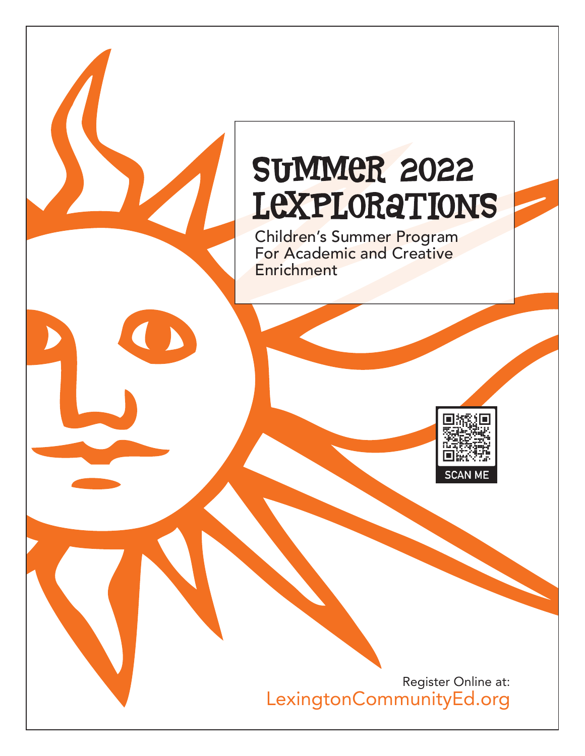# SUMMER 2022 LEXPLORATIONS

Children's Summer Program For Academic and Creative Enrichment

SCAN ME

Register Online at:
LexingtonCommunityEd.org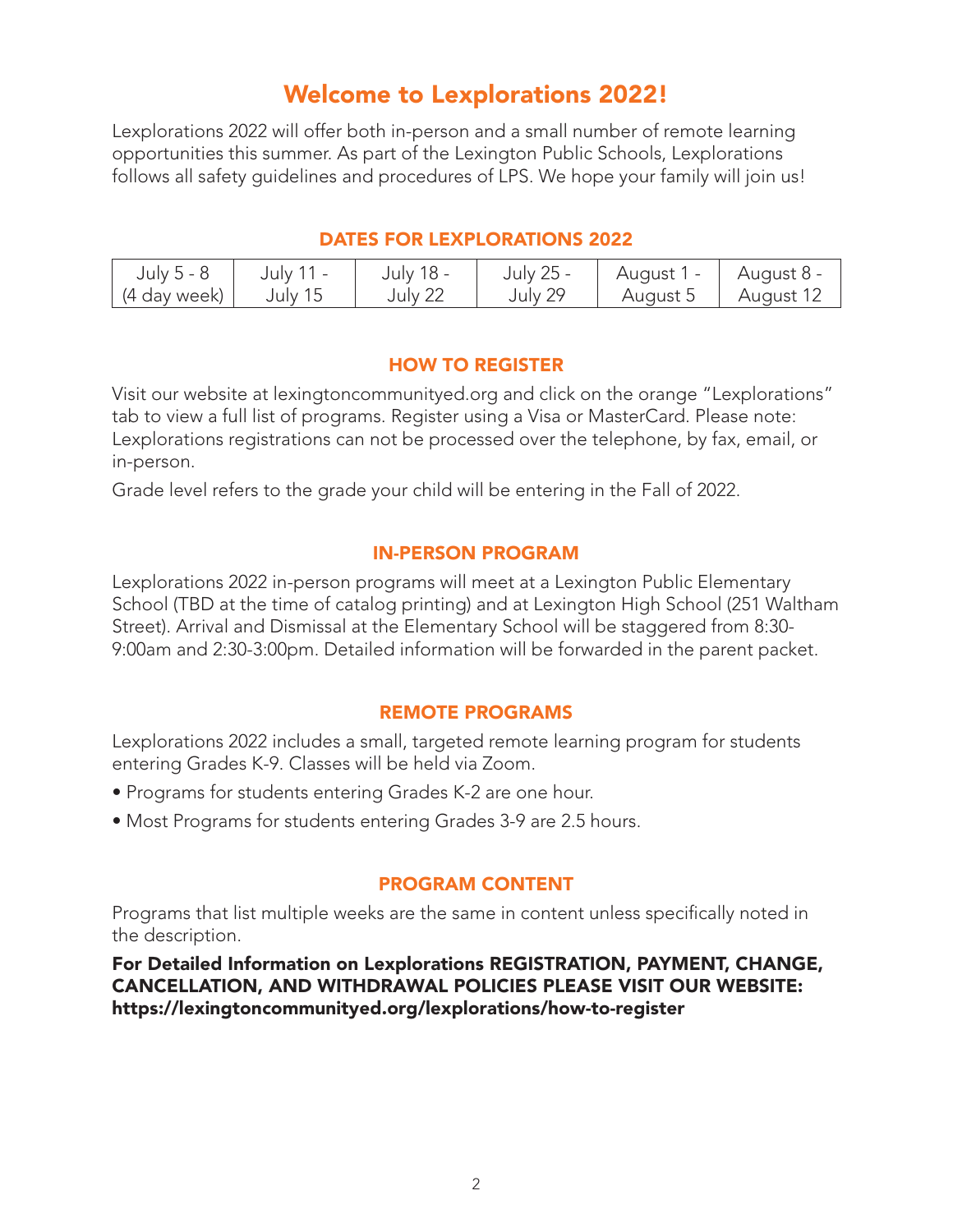# Welcome to Lexplorations 2022!

Lexplorations 2022 will offer both in-person and a small number of remote learning opportunities this summer. As part of the Lexington Public Schools, Lexplorations follows all safety guidelines and procedures of LPS. We hope your family will join us!

## DATES FOR LEXPLORATIONS 2022

| July 5 - 8 (4 day week) | July 11 - July 15 | July 18 - July 22 | July 25 - July 29 | August 1 - August 5 | August 8 - August 12 |
|---|---|---|---|---|---|

## HOW TO REGISTER

Visit our website at lexingtoncommunityed.org and click on the orange "Lexplorations" tab to view a full list of programs. Register using a Visa or MasterCard. Please note: Lexplorations registrations can not be processed over the telephone, by fax, email, or in-person.

Grade level refers to the grade your child will be entering in the Fall of 2022.

## IN-PERSON PROGRAM

Lexplorations 2022 in-person programs will meet at a Lexington Public Elementary School (TBD at the time of catalog printing) and at Lexington High School (251 Waltham Street). Arrival and Dismissal at the Elementary School will be staggered from 8:30-9:00am and 2:30-3:00pm. Detailed information will be forwarded in the parent packet.

## REMOTE PROGRAMS

Lexplorations 2022 includes a small, targeted remote learning program for students entering Grades K-9. Classes will be held via Zoom.

- Programs for students entering Grades K-2 are one hour.
- Most Programs for students entering Grades 3-9 are 2.5 hours.

## PROGRAM CONTENT

Programs that list multiple weeks are the same in content unless specifically noted in the description.

**For Detailed Information on Lexplorations REGISTRATION, PAYMENT, CHANGE, CANCELLATION, AND WITHDRAWAL POLICIES PLEASE VISIT OUR WEBSITE: https://lexingtoncommunityed.org/lexplorations/how-to-register**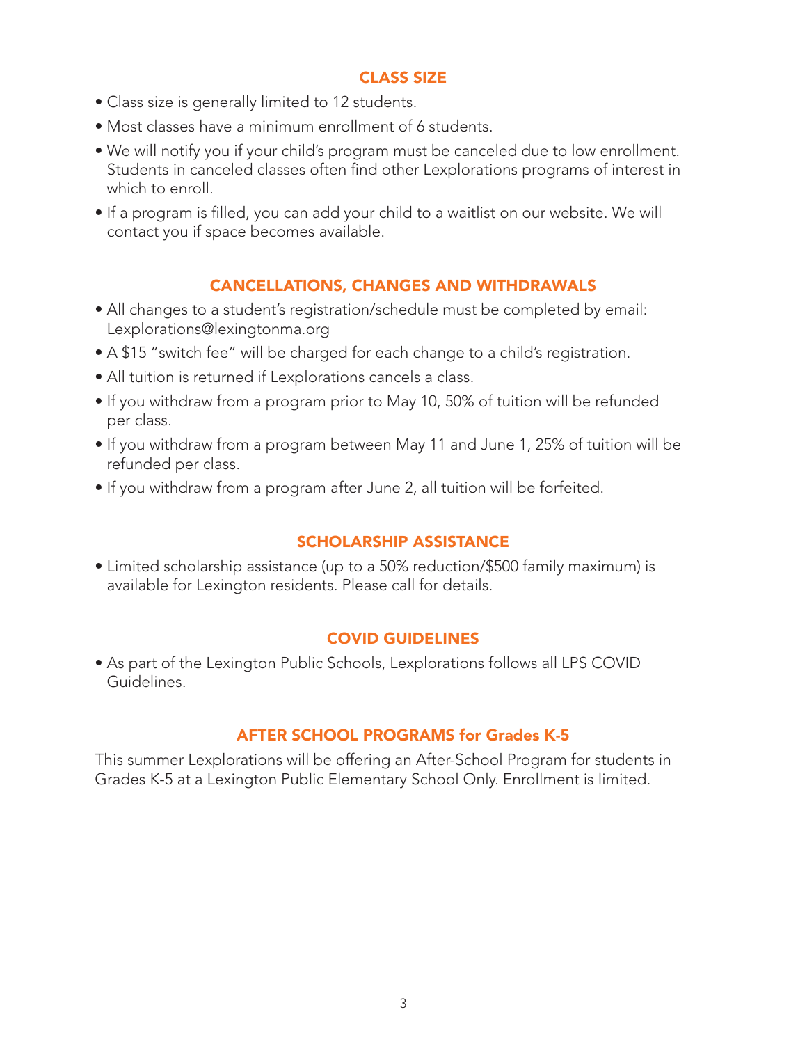## CLASS SIZE

- Class size is generally limited to 12 students.
- Most classes have a minimum enrollment of 6 students.
- We will notify you if your child's program must be canceled due to low enrollment. Students in canceled classes often find other Lexplorations programs of interest in which to enroll.
- If a program is filled, you can add your child to a waitlist on our website. We will contact you if space becomes available.

## CANCELLATIONS, CHANGES AND WITHDRAWALS

- All changes to a student's registration/schedule must be completed by email: Lexplorations@lexingtonma.org
- A $15 "switch fee" will be charged for each change to a child's registration.
- All tuition is returned if Lexplorations cancels a class.
- If you withdraw from a program prior to May 10, 50% of tuition will be refunded per class.
- If you withdraw from a program between May 11 and June 1, 25% of tuition will be refunded per class.
- If you withdraw from a program after June 2, all tuition will be forfeited.

## SCHOLARSHIP ASSISTANCE

- Limited scholarship assistance (up to a 50% reduction/$500 family maximum) is available for Lexington residents. Please call for details.

## COVID GUIDELINES

- As part of the Lexington Public Schools, Lexplorations follows all LPS COVID Guidelines.

## AFTER SCHOOL PROGRAMS for Grades K-5

This summer Lexplorations will be offering an After-School Program for students in Grades K-5 at a Lexington Public Elementary School Only. Enrollment is limited.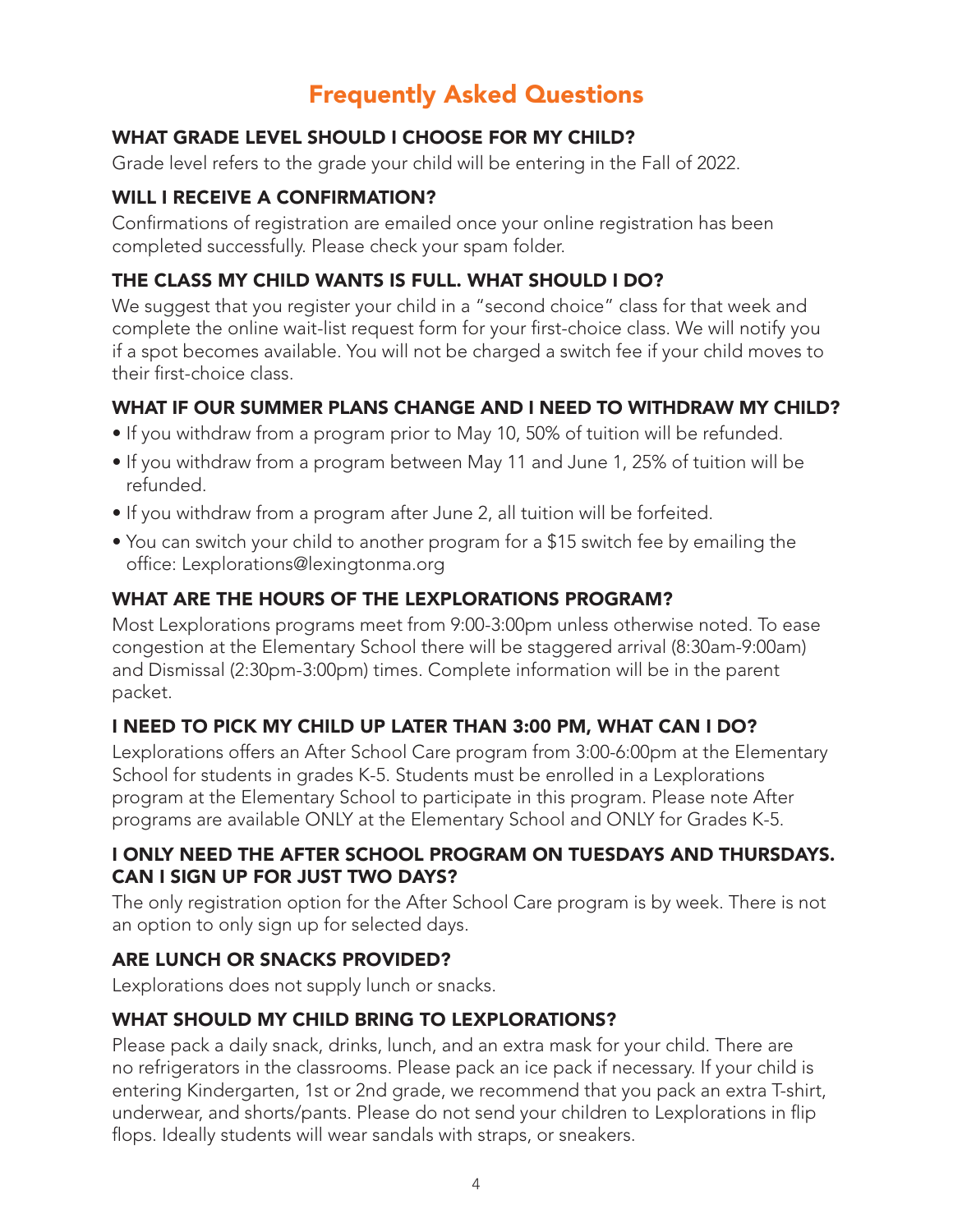# Frequently Asked Questions

### WHAT GRADE LEVEL SHOULD I CHOOSE FOR MY CHILD?

Grade level refers to the grade your child will be entering in the Fall of 2022.

### WILL I RECEIVE A CONFIRMATION?

Confirmations of registration are emailed once your online registration has been completed successfully. Please check your spam folder.

### THE CLASS MY CHILD WANTS IS FULL. WHAT SHOULD I DO?

We suggest that you register your child in a "second choice" class for that week and complete the online wait-list request form for your first-choice class. We will notify you if a spot becomes available. You will not be charged a switch fee if your child moves to their first-choice class.

### WHAT IF OUR SUMMER PLANS CHANGE AND I NEED TO WITHDRAW MY CHILD?

- If you withdraw from a program prior to May 10, 50% of tuition will be refunded.
- If you withdraw from a program between May 11 and June 1, 25% of tuition will be refunded.
- If you withdraw from a program after June 2, all tuition will be forfeited.
- You can switch your child to another program for a $15 switch fee by emailing the office: Lexplorations@lexingtonma.org

### WHAT ARE THE HOURS OF THE LEXPLORATIONS PROGRAM?

Most Lexplorations programs meet from 9:00-3:00pm unless otherwise noted. To ease congestion at the Elementary School there will be staggered arrival (8:30am-9:00am) and Dismissal (2:30pm-3:00pm) times. Complete information will be in the parent packet.

### I NEED TO PICK MY CHILD UP LATER THAN 3:00 PM, WHAT CAN I DO?

Lexplorations offers an After School Care program from 3:00-6:00pm at the Elementary School for students in grades K-5. Students must be enrolled in a Lexplorations program at the Elementary School to participate in this program. Please note After programs are available ONLY at the Elementary School and ONLY for Grades K-5.

### I ONLY NEED THE AFTER SCHOOL PROGRAM ON TUESDAYS AND THURSDAYS. CAN I SIGN UP FOR JUST TWO DAYS?

The only registration option for the After School Care program is by week. There is not an option to only sign up for selected days.

### ARE LUNCH OR SNACKS PROVIDED?

Lexplorations does not supply lunch or snacks.

### WHAT SHOULD MY CHILD BRING TO LEXPLORATIONS?

Please pack a daily snack, drinks, lunch, and an extra mask for your child. There are no refrigerators in the classrooms. Please pack an ice pack if necessary. If your child is entering Kindergarten, 1st or 2nd grade, we recommend that you pack an extra T-shirt, underwear, and shorts/pants. Please do not send your children to Lexplorations in flip flops. Ideally students will wear sandals with straps, or sneakers.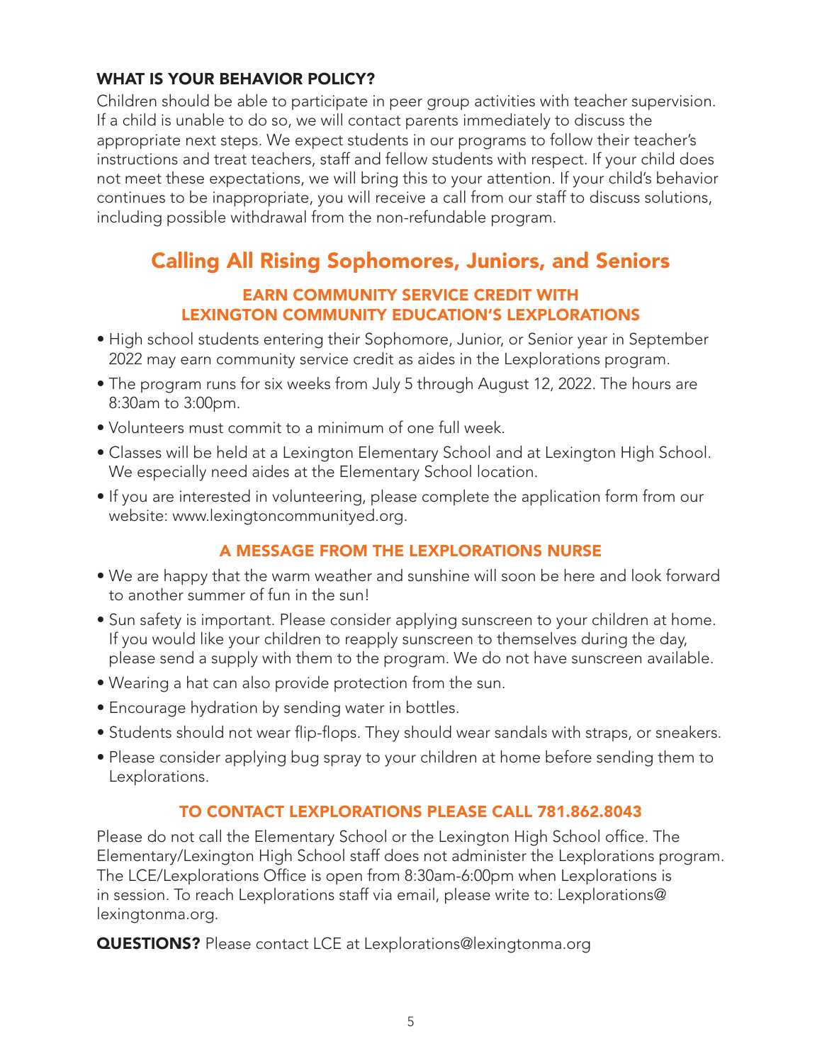### WHAT IS YOUR BEHAVIOR POLICY?

Children should be able to participate in peer group activities with teacher supervision. If a child is unable to do so, we will contact parents immediately to discuss the appropriate next steps. We expect students in our programs to follow their teacher's instructions and treat teachers, staff and fellow students with respect. If your child does not meet these expectations, we will bring this to your attention. If your child's behavior continues to be inappropriate, you will receive a call from our staff to discuss solutions, including possible withdrawal from the non-refundable program.

## Calling All Rising Sophomores, Juniors, and Seniors

### EARN COMMUNITY SERVICE CREDIT WITH LEXINGTON COMMUNITY EDUCATION'S LEXPLORATIONS

- High school students entering their Sophomore, Junior, or Senior year in September 2022 may earn community service credit as aides in the Lexplorations program.
- The program runs for six weeks from July 5 through August 12, 2022. The hours are 8:30am to 3:00pm.
- Volunteers must commit to a minimum of one full week.
- Classes will be held at a Lexington Elementary School and at Lexington High School. We especially need aides at the Elementary School location.
- If you are interested in volunteering, please complete the application form from our website: www.lexingtoncommunityed.org.

### A MESSAGE FROM THE LEXPLORATIONS NURSE

- We are happy that the warm weather and sunshine will soon be here and look forward to another summer of fun in the sun!
- Sun safety is important. Please consider applying sunscreen to your children at home. If you would like your children to reapply sunscreen to themselves during the day, please send a supply with them to the program. We do not have sunscreen available.
- Wearing a hat can also provide protection from the sun.
- Encourage hydration by sending water in bottles.
- Students should not wear flip-flops. They should wear sandals with straps, or sneakers.
- Please consider applying bug spray to your children at home before sending them to Lexplorations.

### TO CONTACT LEXPLORATIONS PLEASE CALL 781.862.8043

Please do not call the Elementary School or the Lexington High School office. The Elementary/Lexington High School staff does not administer the Lexplorations program. The LCE/Lexplorations Office is open from 8:30am-6:00pm when Lexplorations is in session. To reach Lexplorations staff via email, please write to: Lexplorations@lexingtonma.org.

**QUESTIONS?** Please contact LCE at Lexplorations@lexingtonma.org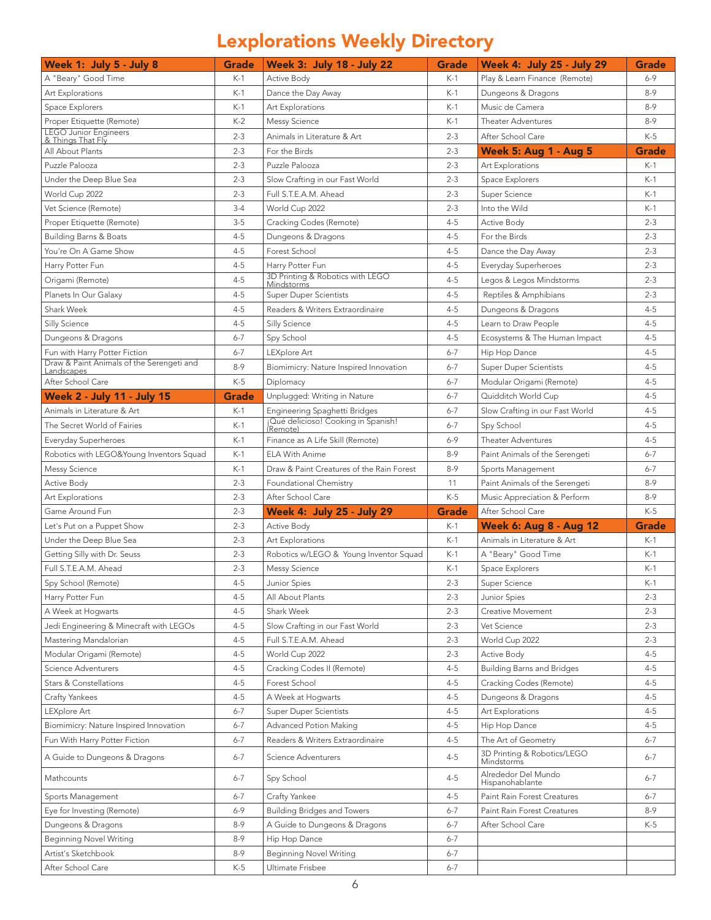# Lexplorations Weekly Directory

| Week 1: July 5 - July 8 | Grade |
|---|---|
| A "Beary" Good Time | K-1 |
| Art Explorations | K-1 |
| Space Explorers | K-1 |
| Proper Etiquette (Remote) | K-2 |
| LEGO Junior Engineers & Things That Fly | 2-3 |
| All About Plants | 2-3 |
| Puzzle Palooza | 2-3 |
| Under the Deep Blue Sea | 2-3 |
| World Cup 2022 | 2-3 |
| Vet Science (Remote) | 3-4 |
| Proper Etiquette (Remote) | 3-5 |
| Building Barns & Boats | 4-5 |
| You're On A Game Show | 4-5 |
| Harry Potter Fun | 4-5 |
| Origami (Remote) | 4-5 |
| Planets In Our Galaxy | 4-5 |
| Shark Week | 4-5 |
| Silly Science | 4-5 |
| Dungeons & Dragons | 6-7 |
| Fun with Harry Potter Fiction | 6-7 |
| Draw & Paint Animals of the Serengeti and Landscapes | 8-9 |
| After School Care | K-5 |

| Week 2 - July 11 - July 15 | Grade |
|---|---|
| Animals in Literature & Art | K-1 |
| The Secret World of Fairies | K-1 |
| Everyday Superheroes | K-1 |
| Robotics with LEGO&Young Inventors Squad | K-1 |
| Messy Science | K-1 |
| Active Body | 2-3 |
| Art Explorations | 2-3 |
| Game Around Fun | 2-3 |
| Let's Put on a Puppet Show | 2-3 |
| Under the Deep Blue Sea | 2-3 |
| Getting Silly with Dr. Seuss | 2-3 |
| Full S.T.E.A.M. Ahead | 2-3 |
| Spy School (Remote) | 4-5 |
| Harry Potter Fun | 4-5 |
| A Week at Hogwarts | 4-5 |
| Jedi Engineering & Minecraft with LEGOs | 4-5 |
| Mastering Mandalorian | 4-5 |
| Modular Origami (Remote) | 4-5 |
| Science Adventurers | 4-5 |
| Stars & Constellations | 4-5 |
| Crafty Yankees | 4-5 |
| LEXplore Art | 6-7 |
| Biomimicry: Nature Inspired Innovation | 6-7 |
| Fun With Harry Potter Fiction | 6-7 |
| A Guide to Dungeons & Dragons | 6-7 |
| Mathcounts | 6-7 |
| Sports Management | 6-7 |
| Eye for Investing (Remote) | 6-9 |
| Dungeons & Dragons | 8-9 |
| Beginning Novel Writing | 8-9 |
| Artist's Sketchbook | 8-9 |
| After School Care | K-5 |

| Week 3: July 18 - July 22 | Grade |
|---|---|
| Active Body | K-1 |
| Dance the Day Away | K-1 |
| Art Explorations | K-1 |
| Messy Science | K-1 |
| Animals in Literature & Art | 2-3 |
| For the Birds | 2-3 |
| Puzzle Palooza | 2-3 |
| Slow Crafting in our Fast World | 2-3 |
| Full S.T.E.A.M. Ahead | 2-3 |
| World Cup 2022 | 2-3 |
| Cracking Codes (Remote) | 4-5 |
| Dungeons & Dragons | 4-5 |
| Forest School | 4-5 |
| Harry Potter Fun | 4-5 |
| 3D Printing & Robotics with LEGO Mindstorms | 4-5 |
| Super Duper Scientists | 4-5 |
| Readers & Writers Extraordinaire | 4-5 |
| Silly Science | 4-5 |
| Spy School | 4-5 |
| LEXplore Art | 6-7 |
| Biomimicry: Nature Inspired Innovation | 6-7 |
| Diplomacy | 6-7 |
| Unplugged: Writing in Nature | 6-7 |
| Engineering Spaghetti Bridges | 6-7 |
| ¡Qué delicioso! Cooking in Spanish! (Remote) | 6-7 |
| Finance as A Life Skill (Remote) | 6-9 |
| ELA With Anime | 8-9 |
| Draw & Paint Creatures of the Rain Forest | 8-9 |
| Foundational Chemistry | 11 |
| After School Care | K-5 |

| Week 4: July 25 - July 29 | Grade |
|---|---|
| Active Body | K-1 |
| Art Explorations | K-1 |
| Robotics w/LEGO & Young Inventor Squad | K-1 |
| Messy Science | K-1 |
| Junior Spies | 2-3 |
| All About Plants | 2-3 |
| Shark Week | 2-3 |
| Slow Crafting in our Fast World | 2-3 |
| Full S.T.E.A.M. Ahead | 2-3 |
| World Cup 2022 | 2-3 |
| Cracking Codes II (Remote) | 4-5 |
| Forest School | 4-5 |
| A Week at Hogwarts | 4-5 |
| Super Duper Scientists | 4-5 |
| Advanced Potion Making | 4-5 |
| Readers & Writers Extraordinaire | 4-5 |
| Science Adventurers | 4-5 |
| Spy School | 4-5 |
| Crafty Yankee | 4-5 |
| Building Bridges and Towers | 6-7 |
| A Guide to Dungeons & Dragons | 6-7 |
| Hip Hop Dance | 6-7 |
| Beginning Novel Writing | 6-7 |
| Ultimate Frisbee | 6-7 |
| Play & Learn Finance (Remote) | 6-9 |
| Dungeons & Dragons | 8-9 |
| Music de Camera | 8-9 |
| Theater Adventures | 8-9 |
| After School Care | K-5 |

| Week 5: Aug 1 - Aug 5 | Grade |
|---|---|
| Art Explorations | K-1 |
| Space Explorers | K-1 |
| Super Science | K-1 |
| Into the Wild | K-1 |
| Active Body | 2-3 |
| For the Birds | 2-3 |
| Dance the Day Away | 2-3 |
| Everyday Superheroes | 2-3 |
| Legos & Legos Mindstorms | 2-3 |
| Reptiles & Amphibians | 2-3 |
| Dungeons & Dragons | 4-5 |
| Learn to Draw People | 4-5 |
| Ecosystems & The Human Impact | 4-5 |
| Hip Hop Dance | 4-5 |
| Super Duper Scientists | 4-5 |
| Modular Origami (Remote) | 4-5 |
| Quidditch World Cup | 4-5 |
| Slow Crafting in our Fast World | 4-5 |
| Spy School | 4-5 |
| Theater Adventures | 4-5 |
| Paint Animals of the Serengeti | 6-7 |
| Sports Management | 6-7 |
| Paint Animals of the Serengeti | 8-9 |
| Music Appreciation & Perform | 8-9 |
| After School Care | K-5 |

| Week 6: Aug 8 - Aug 12 | Grade |
|---|---|
| Animals in Literature & Art | K-1 |
| A "Beary" Good Time | K-1 |
| Space Explorers | K-1 |
| Super Science | K-1 |
| Junior Spies | 2-3 |
| Creative Movement | 2-3 |
| Vet Science | 2-3 |
| World Cup 2022 | 2-3 |
| Active Body | 4-5 |
| Building Barns and Bridges | 4-5 |
| Cracking Codes (Remote) | 4-5 |
| Dungeons & Dragons | 4-5 |
| Art Explorations | 4-5 |
| Hip Hop Dance | 4-5 |
| The Art of Geometry | 6-7 |
| 3D Printing & Robotics/LEGO Mindstorms | 6-7 |
| Alrededor Del Mundo Hispanohablante | 6-7 |
| Paint Rain Forest Creatures | 6-7 |
| Paint Rain Forest Creatures | 8-9 |
| After School Care | K-5 |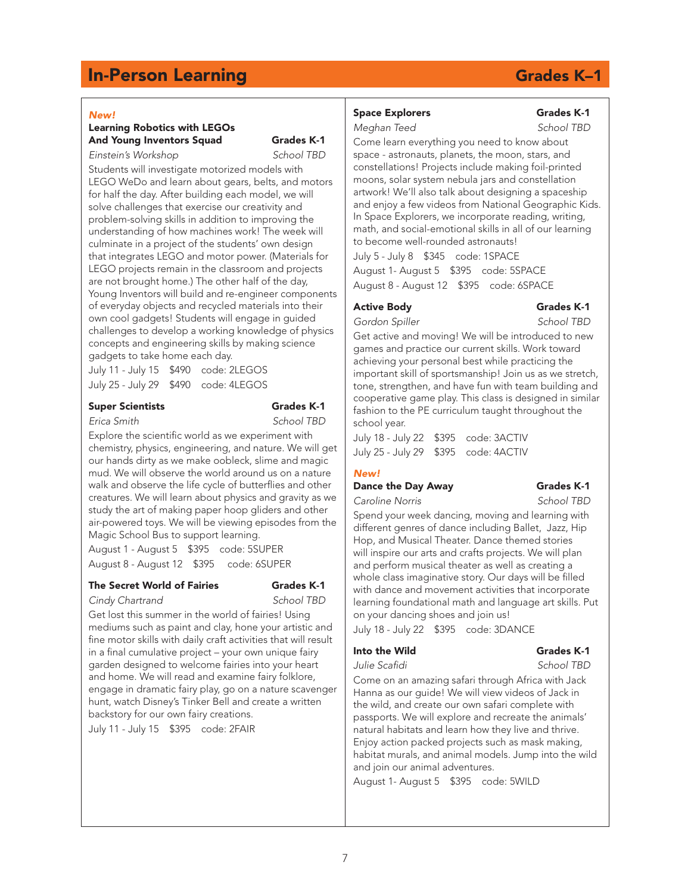# In-Person Learning — Grades K–1

*New!*

### Learning Robotics with LEGOs And Young Inventors Squad — Grades K-1

*Einstein's Workshop* — *School TBD*

Students will investigate motorized models with LEGO WeDo and learn about gears, belts, and motors for half the day. After building each model, we will solve challenges that exercise our creativity and problem-solving skills in addition to improving the understanding of how machines work! The week will culminate in a project of the students' own design that integrates LEGO and motor power. (Materials for LEGO projects remain in the classroom and projects are not brought home.) The other half of the day, Young Inventors will build and re-engineer components of everyday objects and recycled materials into their own cool gadgets! Students will engage in guided challenges to develop a working knowledge of physics concepts and engineering skills by making science gadgets to take home each day.

July 11 - July 15 $490 code: 2LEGOS
July 25 - July 29 $490 code: 4LEGOS

### Super Scientists — Grades K-1

*Erica Smith* — *School TBD*

Explore the scientific world as we experiment with chemistry, physics, engineering, and nature. We will get our hands dirty as we make oobleck, slime and magic mud. We will observe the world around us on a nature walk and observe the life cycle of butterflies and other creatures. We will learn about physics and gravity as we study the art of making paper hoop gliders and other air-powered toys. We will be viewing episodes from the Magic School Bus to support learning.

August 1 - August 5 $395 code: 5SUPER
August 8 - August 12 $395 code: 6SUPER

### The Secret World of Fairies — Grades K-1

*Cindy Chartrand* — *School TBD*

Get lost this summer in the world of fairies! Using mediums such as paint and clay, hone your artistic and fine motor skills with daily craft activities that will result in a final cumulative project – your own unique fairy garden designed to welcome fairies into your heart and home. We will read and examine fairy folklore, engage in dramatic fairy play, go on a nature scavenger hunt, watch Disney's Tinker Bell and create a written backstory for our own fairy creations.

July 11 - July 15 $395 code: 2FAIR

### Space Explorers — Grades K-1

*Meghan Teed* — *School TBD*

Come learn everything you need to know about space - astronauts, planets, the moon, stars, and constellations! Projects include making foil-printed moons, solar system nebula jars and constellation artwork! We'll also talk about designing a spaceship and enjoy a few videos from National Geographic Kids. In Space Explorers, we incorporate reading, writing, math, and social-emotional skills in all of our learning to become well-rounded astronauts!

July 5 - July 8 $345 code: 1SPACE
August 1- August 5 $395 code: 5SPACE
August 8 - August 12 $395 code: 6SPACE

### Active Body — Grades K-1

*Gordon Spiller* — *School TBD*

Get active and moving! We will be introduced to new games and practice our current skills. Work toward achieving your personal best while practicing the important skill of sportsmanship! Join us as we stretch, tone, strengthen, and have fun with team building and cooperative game play. This class is designed in similar fashion to the PE curriculum taught throughout the school year.

July 18 - July 22 $395 code: 3ACTIV
July 25 - July 29 $395 code: 4ACTIV

*New!*

### Dance the Day Away — Grades K-1

*Caroline Norris* — *School TBD*

Spend your week dancing, moving and learning with different genres of dance including Ballet, Jazz, Hip Hop, and Musical Theater. Dance themed stories will inspire our arts and crafts projects. We will plan and perform musical theater as well as creating a whole class imaginative story. Our days will be filled with dance and movement activities that incorporate learning foundational math and language art skills. Put on your dancing shoes and join us!

July 18 - July 22 $395 code: 3DANCE

### Into the Wild — Grades K-1

*Julie Scafidi* — *School TBD*

Come on an amazing safari through Africa with Jack Hanna as our guide! We will view videos of Jack in the wild, and create our own safari complete with passports. We will explore and recreate the animals' natural habitats and learn how they live and thrive. Enjoy action packed projects such as mask making, habitat murals, and animal models. Jump into the wild and join our animal adventures.

August 1- August 5 $395 code: 5WILD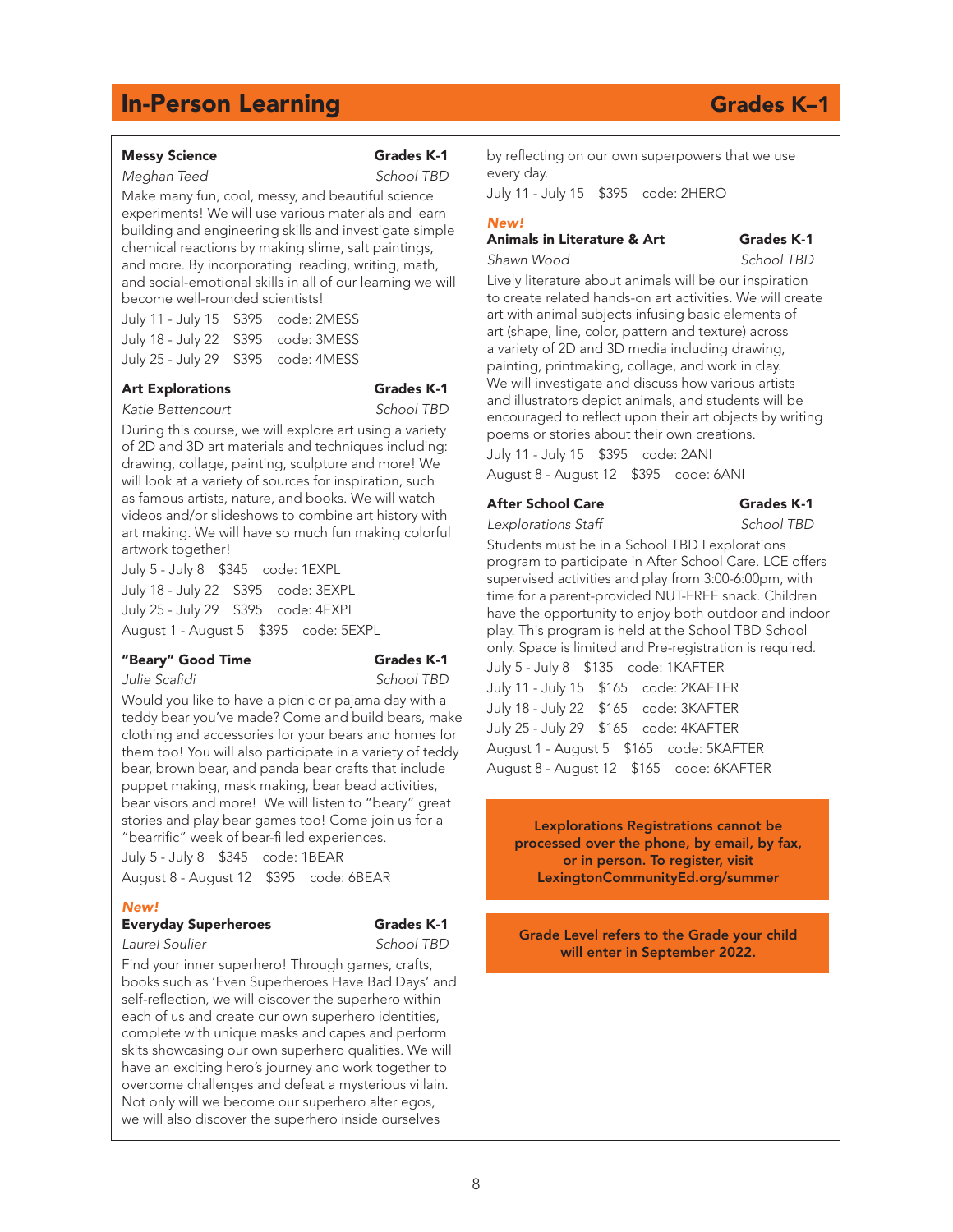## In-Person Learning — Grades K–1

### Messy Science — Grades K-1

*Meghan Teed* — *School TBD*

Make many fun, cool, messy, and beautiful science experiments! We will use various materials and learn building and engineering skills and investigate simple chemical reactions by making slime, salt paintings, and more. By incorporating reading, writing, math, and social-emotional skills in all of our learning we will become well-rounded scientists!

July 11 - July 15 $395 code: 2MESS
July 18 - July 22 $395 code: 3MESS
July 25 - July 29 $395 code: 4MESS

### Art Explorations — Grades K-1

*Katie Bettencourt* — *School TBD*

During this course, we will explore art using a variety of 2D and 3D art materials and techniques including: drawing, collage, painting, sculpture and more! We will look at a variety of sources for inspiration, such as famous artists, nature, and books. We will watch videos and/or slideshows to combine art history with art making. We will have so much fun making colorful artwork together!

July 5 - July 8 $345 code: 1EXPL
July 18 - July 22 $395 code: 3EXPL
July 25 - July 29 $395 code: 4EXPL
August 1 - August 5 $395 code: 5EXPL

### "Beary" Good Time — Grades K-1

*Julie Scafidi* — *School TBD*

Would you like to have a picnic or pajama day with a teddy bear you've made? Come and build bears, make clothing and accessories for your bears and homes for them too! You will also participate in a variety of teddy bear, brown bear, and panda bear crafts that include puppet making, mask making, bear bead activities, bear visors and more! We will listen to "beary" great stories and play bear games too! Come join us for a "bearrific" week of bear-filled experiences.

July 5 - July 8 $345 code: 1BEAR
August 8 - August 12 $395 code: 6BEAR

***New!***

### Everyday Superheroes — Grades K-1

*Laurel Soulier* — *School TBD*

Find your inner superhero! Through games, crafts, books such as 'Even Superheroes Have Bad Days' and self-reflection, we will discover the superhero within each of us and create our own superhero identities, complete with unique masks and capes and perform skits showcasing our own superhero qualities. We will have an exciting hero's journey and work together to overcome challenges and defeat a mysterious villain. Not only will we become our superhero alter egos, we will also discover the superhero inside ourselves by reflecting on our own superpowers that we use every day.

July 11 - July 15 $395 code: 2HERO

***New!***

### Animals in Literature & Art — Grades K-1

*Shawn Wood* — *School TBD*

Lively literature about animals will be our inspiration to create related hands-on art activities. We will create art with animal subjects infusing basic elements of art (shape, line, color, pattern and texture) across a variety of 2D and 3D media including drawing, painting, printmaking, collage, and work in clay. We will investigate and discuss how various artists and illustrators depict animals, and students will be encouraged to reflect upon their art objects by writing poems or stories about their own creations.

July 11 - July 15 $395 code: 2ANI
August 8 - August 12 $395 code: 6ANI

### After School Care — Grades K-1

*Lexplorations Staff* — *School TBD*

Students must be in a School TBD Lexplorations program to participate in After School Care. LCE offers supervised activities and play from 3:00-6:00pm, with time for a parent-provided NUT-FREE snack. Children have the opportunity to enjoy both outdoor and indoor play. This program is held at the School TBD School only. Space is limited and Pre-registration is required.

July 5 - July 8 $135 code: 1KAFTER
July 11 - July 15 $165 code: 2KAFTER
July 18 - July 22 $165 code: 3KAFTER
July 25 - July 29 $165 code: 4KAFTER
August 1 - August 5 $165 code: 5KAFTER
August 8 - August 12 $165 code: 6KAFTER

**Lexplorations Registrations cannot be processed over the phone, by email, by fax, or in person. To register, visit LexingtonCommunityEd.org/summer**

**Grade Level refers to the Grade your child will enter in September 2022.**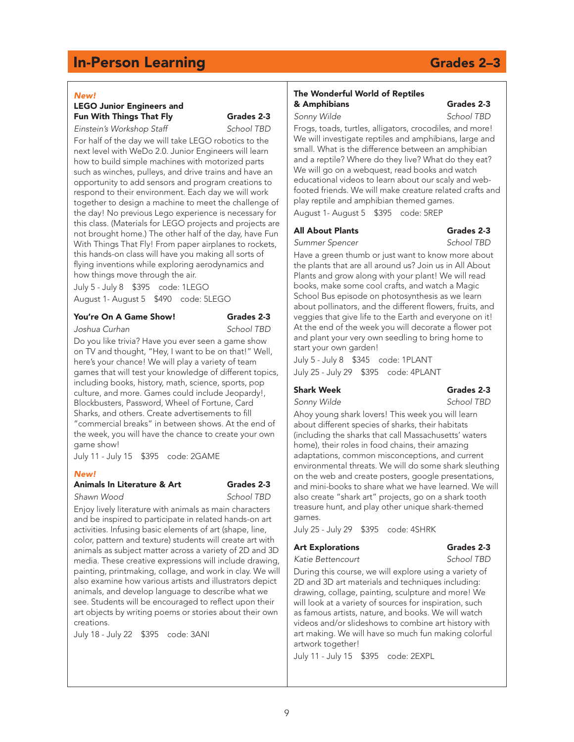# In-Person Learning

## Grades 2–3

*New!*

### LEGO Junior Engineers and Fun With Things That Fly

**Grades 2-3**

*Einstein's Workshop Staff* — *School TBD*

For half of the day we will take LEGO robotics to the next level with WeDo 2.0. Junior Engineers will learn how to build simple machines with motorized parts such as winches, pulleys, and drive trains and have an opportunity to add sensors and program creations to respond to their environment. Each day we will work together to design a machine to meet the challenge of the day! No previous Lego experience is necessary for this class. (Materials for LEGO projects and projects are not brought home.) The other half of the day, have Fun With Things That Fly! From paper airplanes to rockets, this hands-on class will have you making all sorts of flying inventions while exploring aerodynamics and how things move through the air.

July 5 - July 8 $395 code: 1LEGO

August 1- August 5 $490 code: 5LEGO

### You're On A Game Show!

**Grades 2-3**

*Joshua Curhan* — *School TBD*

Do you like trivia? Have you ever seen a game show on TV and thought, "Hey, I want to be on that!" Well, here's your chance! We will play a variety of team games that will test your knowledge of different topics, including books, history, math, science, sports, pop culture, and more. Games could include Jeopardy!, Blockbusters, Password, Wheel of Fortune, Card Sharks, and others. Create advertisements to fill "commercial breaks" in between shows. At the end of the week, you will have the chance to create your own game show!

July 11 - July 15 $395 code: 2GAME

*New!*

### Animals In Literature & Art

**Grades 2-3**

*Shawn Wood* — *School TBD*

Enjoy lively literature with animals as main characters and be inspired to participate in related hands-on art activities. Infusing basic elements of art (shape, line, color, pattern and texture) students will create art with animals as subject matter across a variety of 2D and 3D media. These creative expressions will include drawing, painting, printmaking, collage, and work in clay. We will also examine how various artists and illustrators depict animals, and develop language to describe what we see. Students will be encouraged to reflect upon their art objects by writing poems or stories about their own creations.

July 18 - July 22 $395 code: 3ANI

### The Wonderful World of Reptiles & Amphibians

**Grades 2-3**

*Sonny Wilde* — *School TBD*

Frogs, toads, turtles, alligators, crocodiles, and more! We will investigate reptiles and amphibians, large and small. What is the difference between an amphibian and a reptile? Where do they live? What do they eat? We will go on a webquest, read books and watch educational videos to learn about our scaly and web-footed friends. We will make creature related crafts and play reptile and amphibian themed games.

August 1- August 5 $395 code: 5REP

### All About Plants

**Grades 2-3**

*Summer Spencer* — *School TBD*

Have a green thumb or just want to know more about the plants that are all around us? Join us in All About Plants and grow along with your plant! We will read books, make some cool crafts, and watch a Magic School Bus episode on photosynthesis as we learn about pollinators, and the different flowers, fruits, and veggies that give life to the Earth and everyone on it! At the end of the week you will decorate a flower pot and plant your very own seedling to bring home to start your own garden!

July 5 - July 8 $345 code: 1PLANT

July 25 - July 29 $395 code: 4PLANT

### Shark Week

**Grades 2-3**

*Sonny Wilde* — *School TBD*

Ahoy young shark lovers! This week you will learn about different species of sharks, their habitats (including the sharks that call Massachusetts' waters home), their roles in food chains, their amazing adaptations, common misconceptions, and current environmental threats. We will do some shark sleuthing on the web and create posters, google presentations, and mini-books to share what we have learned. We will also create "shark art" projects, go on a shark tooth treasure hunt, and play other unique shark-themed games.

July 25 - July 29 $395 code: 4SHRK

### Art Explorations

**Grades 2-3**

*Katie Bettencourt* — *School TBD*

During this course, we will explore using a variety of 2D and 3D art materials and techniques including: drawing, collage, painting, sculpture and more! We will look at a variety of sources for inspiration, such as famous artists, nature, and books. We will watch videos and/or slideshows to combine art history with art making. We will have so much fun making colorful artwork together!

July 11 - July 15 $395 code: 2EXPL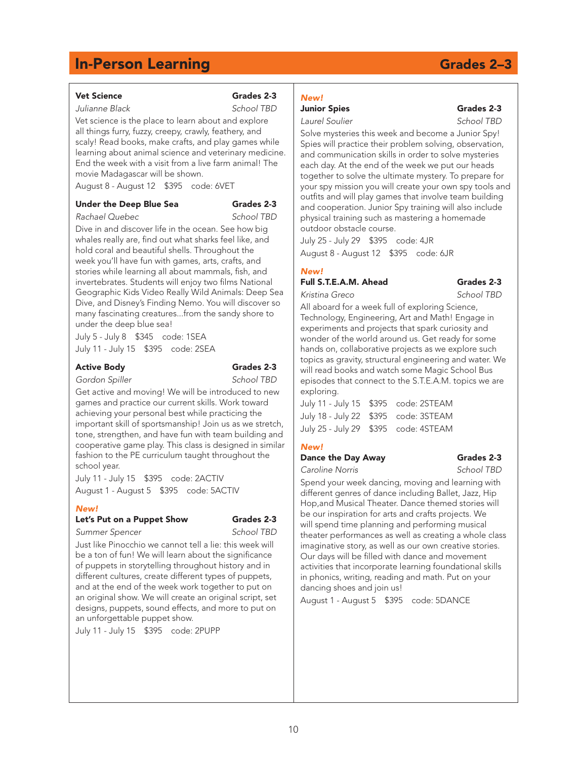# In-Person Learning — Grades 2–3

### Vet Science
**Grades 2-3**

*Julianne Black* — *School TBD*

Vet science is the place to learn about and explore all things furry, fuzzy, creepy, crawly, feathery, and scaly! Read books, make crafts, and play games while learning about animal science and veterinary medicine. End the week with a visit from a live farm animal! The movie Madagascar will be shown.

August 8 - August 12 $395 code: 6VET

### Under the Deep Blue Sea
**Grades 2-3**

*Rachael Quebec* — *School TBD*

Dive in and discover life in the ocean. See how big whales really are, find out what sharks feel like, and hold coral and beautiful shells. Throughout the week you'll have fun with games, arts, crafts, and stories while learning all about mammals, fish, and invertebrates. Students will enjoy two films National Geographic Kids Video Really Wild Animals: Deep Sea Dive, and Disney's Finding Nemo. You will discover so many fascinating creatures...from the sandy shore to under the deep blue sea!

July 5 - July 8 $345 code: 1SEA

July 11 - July 15 $395 code: 2SEA

### Active Body
**Grades 2-3**

*Gordon Spiller* — *School TBD*

Get active and moving! We will be introduced to new games and practice our current skills. Work toward achieving your personal best while practicing the important skill of sportsmanship! Join us as we stretch, tone, strengthen, and have fun with team building and cooperative game play. This class is designed in similar fashion to the PE curriculum taught throughout the school year.

July 11 - July 15 $395 code: 2ACTIV

August 1 - August 5 $395 code: 5ACTIV

*New!*

### Let's Put on a Puppet Show
**Grades 2-3**

*Summer Spencer* — *School TBD*

Just like Pinocchio we cannot tell a lie: this week will be a ton of fun! We will learn about the significance of puppets in storytelling throughout history and in different cultures, create different types of puppets, and at the end of the week work together to put on an original show. We will create an original script, set designs, puppets, sound effects, and more to put on an unforgettable puppet show.

July 11 - July 15 $395 code: 2PUPP

*New!*

### Junior Spies
**Grades 2-3**

*Laurel Soulier* — *School TBD*

Solve mysteries this week and become a Junior Spy! Spies will practice their problem solving, observation, and communication skills in order to solve mysteries each day. At the end of the week we put our heads together to solve the ultimate mystery. To prepare for your spy mission you will create your own spy tools and outfits and will play games that involve team building and cooperation. Junior Spy training will also include physical training such as mastering a homemade outdoor obstacle course.

July 25 - July 29 $395 code: 4JR

August 8 - August 12 $395 code: 6JR

*New!*

### Full S.T.E.A.M. Ahead
**Grades 2-3**

*Kristina Greco* — *School TBD*

All aboard for a week full of exploring Science, Technology, Engineering, Art and Math! Engage in experiments and projects that spark curiosity and wonder of the world around us. Get ready for some hands on, collaborative projects as we explore such topics as gravity, structural engineering and water. We will read books and watch some Magic School Bus episodes that connect to the S.T.E.A.M. topics we are exploring.

July 11 - July 15 $395 code: 2STEAM

July 18 - July 22 $395 code: 3STEAM

July 25 - July 29 $395 code: 4STEAM

*New!*

### Dance the Day Away
**Grades 2-3**

*Caroline Norris* — *School TBD*

Spend your week dancing, moving and learning with different genres of dance including Ballet, Jazz, Hip Hop,and Musical Theater. Dance themed stories will be our inspiration for arts and crafts projects. We will spend time planning and performing musical theater performances as well as creating a whole class imaginative story, as well as our own creative stories. Our days will be filled with dance and movement activities that incorporate learning foundational skills in phonics, writing, reading and math. Put on your dancing shoes and join us!

August 1 - August 5 $395 code: 5DANCE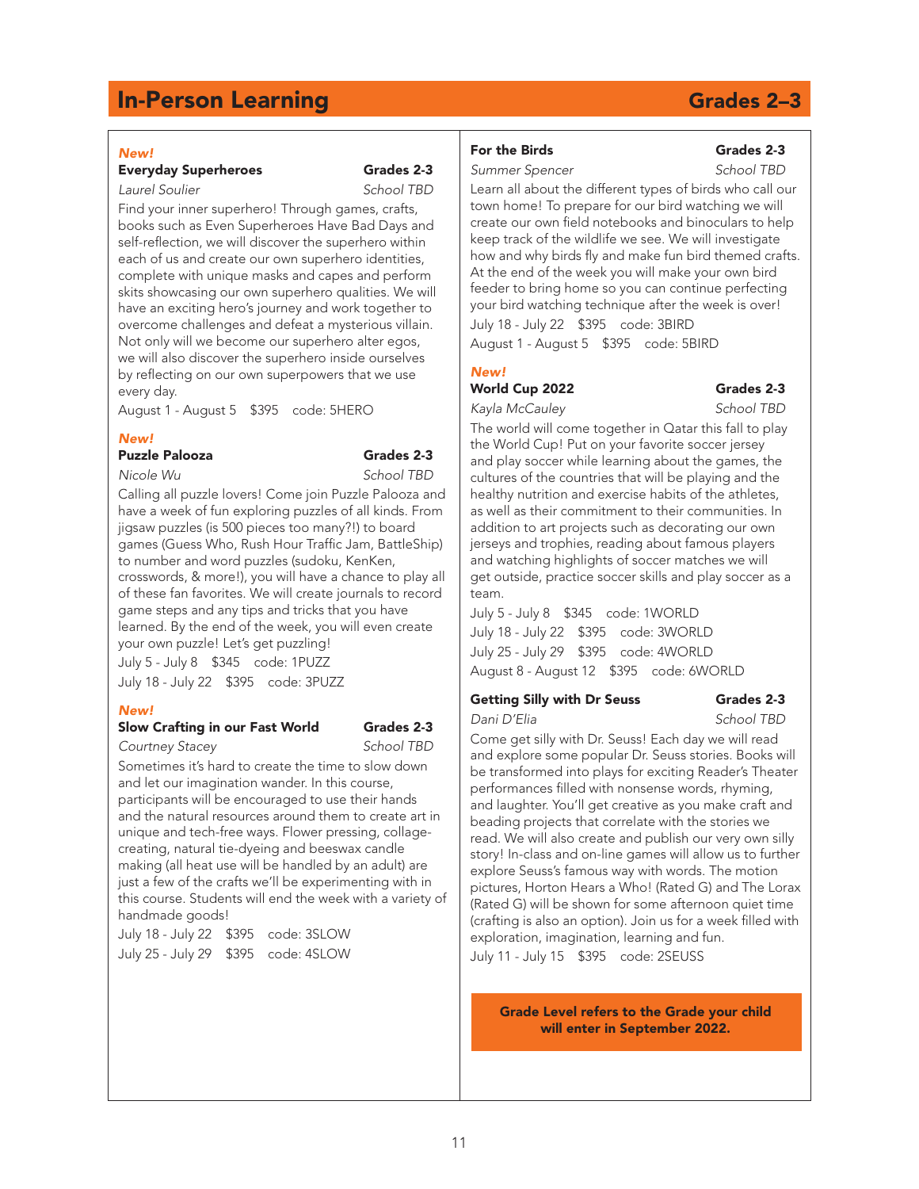# In-Person Learning — Grades 2–3

*New!*

### Everyday Superheroes — Grades 2-3

*Laurel Soulier* — *School TBD*

Find your inner superhero! Through games, crafts, books such as Even Superheroes Have Bad Days and self-reflection, we will discover the superhero within each of us and create our own superhero identities, complete with unique masks and capes and perform skits showcasing our own superhero qualities. We will have an exciting hero's journey and work together to overcome challenges and defeat a mysterious villain. Not only will we become our superhero alter egos, we will also discover the superhero inside ourselves by reflecting on our own superpowers that we use every day.

August 1 - August 5 $395 code: 5HERO

*New!*

### Puzzle Palooza — Grades 2-3

*Nicole Wu* — *School TBD*

Calling all puzzle lovers! Come join Puzzle Palooza and have a week of fun exploring puzzles of all kinds. From jigsaw puzzles (is 500 pieces too many?!) to board games (Guess Who, Rush Hour Traffic Jam, BattleShip) to number and word puzzles (sudoku, KenKen, crosswords, & more!), you will have a chance to play all of these fan favorites. We will create journals to record game steps and any tips and tricks that you have learned. By the end of the week, you will even create your own puzzle! Let's get puzzling!

July 5 - July 8 $345 code: 1PUZZ

July 18 - July 22 $395 code: 3PUZZ

*New!*

### Slow Crafting in our Fast World — Grades 2-3

*Courtney Stacey* — *School TBD*

Sometimes it's hard to create the time to slow down and let our imagination wander. In this course, participants will be encouraged to use their hands and the natural resources around them to create art in unique and tech-free ways. Flower pressing, collage-creating, natural tie-dyeing and beeswax candle making (all heat use will be handled by an adult) are just a few of the crafts we'll be experimenting with in this course. Students will end the week with a variety of handmade goods!

July 18 - July 22 $395 code: 3SLOW

July 25 - July 29 $395 code: 4SLOW

### For the Birds — Grades 2-3

*Summer Spencer* — *School TBD*

Learn all about the different types of birds who call our town home! To prepare for our bird watching we will create our own field notebooks and binoculars to help keep track of the wildlife we see. We will investigate how and why birds fly and make fun bird themed crafts. At the end of the week you will make your own bird feeder to bring home so you can continue perfecting your bird watching technique after the week is over!

July 18 - July 22 $395 code: 3BIRD

August 1 - August 5 $395 code: 5BIRD

*New!*

### World Cup 2022 — Grades 2-3

*Kayla McCauley* — *School TBD*

The world will come together in Qatar this fall to play the World Cup! Put on your favorite soccer jersey and play soccer while learning about the games, the cultures of the countries that will be playing and the healthy nutrition and exercise habits of the athletes, as well as their commitment to their communities. In addition to art projects such as decorating our own jerseys and trophies, reading about famous players and watching highlights of soccer matches we will get outside, practice soccer skills and play soccer as a team.

July 5 - July 8 $345 code: 1WORLD

July 18 - July 22 $395 code: 3WORLD

July 25 - July 29 $395 code: 4WORLD

August 8 - August 12 $395 code: 6WORLD

### Getting Silly with Dr Seuss — Grades 2-3

*Dani D'Elia* — *School TBD*

Come get silly with Dr. Seuss! Each day we will read and explore some popular Dr. Seuss stories. Books will be transformed into plays for exciting Reader's Theater performances filled with nonsense words, rhyming, and laughter. You'll get creative as you make craft and beading projects that correlate with the stories we read. We will also create and publish our very own silly story! In-class and on-line games will allow us to further explore Seuss's famous way with words. The motion pictures, Horton Hears a Who! (Rated G) and The Lorax (Rated G) will be shown for some afternoon quiet time (crafting is also an option). Join us for a week filled with exploration, imagination, learning and fun.

July 11 - July 15 $395 code: 2SEUSS

**Grade Level refers to the Grade your child will enter in September 2022.**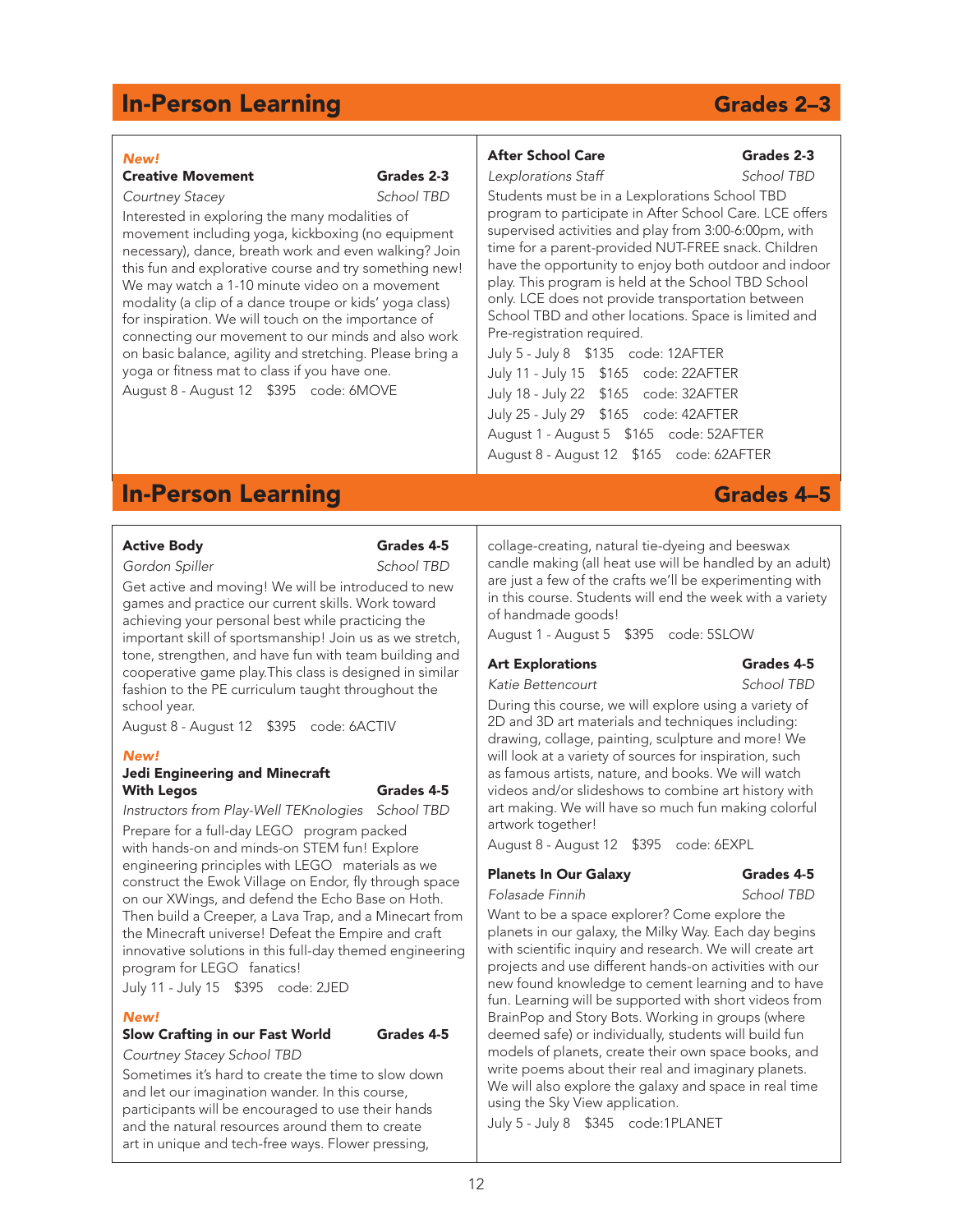## In-Person Learning — Grades 2–3

*New!*

### Creative Movement — Grades 2-3

*Courtney Stacey* — *School TBD*

Interested in exploring the many modalities of movement including yoga, kickboxing (no equipment necessary), dance, breath work and even walking? Join this fun and explorative course and try something new! We may watch a 1-10 minute video on a movement modality (a clip of a dance troupe or kids' yoga class) for inspiration. We will touch on the importance of connecting our movement to our minds and also work on basic balance, agility and stretching. Please bring a yoga or fitness mat to class if you have one.

August 8 - August 12 $395 code: 6MOVE

### After School Care — Grades 2-3

*Lexplorations Staff* — *School TBD*

Students must be in a Lexplorations School TBD program to participate in After School Care. LCE offers supervised activities and play from 3:00-6:00pm, with time for a parent-provided NUT-FREE snack. Children have the opportunity to enjoy both outdoor and indoor play. This program is held at the School TBD School only. LCE does not provide transportation between School TBD and other locations. Space is limited and Pre-registration required.

July 5 - July 8 $135 code: 12AFTER
July 11 - July 15 $165 code: 22AFTER
July 18 - July 22 $165 code: 32AFTER
July 25 - July 29 $165 code: 42AFTER
August 1 - August 5 $165 code: 52AFTER
August 8 - August 12 $165 code: 62AFTER

## In-Person Learning — Grades 4–5

### Active Body — Grades 4-5

*Gordon Spiller* — *School TBD*

Get active and moving! We will be introduced to new games and practice our current skills. Work toward achieving your personal best while practicing the important skill of sportsmanship! Join us as we stretch, tone, strengthen, and have fun with team building and cooperative game play.This class is designed in similar fashion to the PE curriculum taught throughout the school year.

August 8 - August 12 $395 code: 6ACTIV

*New!*

### Jedi Engineering and Minecraft With Legos — Grades 4-5

*Instructors from Play-Well TEKnologies* — *School TBD*

Prepare for a full-day LEGO program packed with hands-on and minds-on STEM fun! Explore engineering principles with LEGO materials as we construct the Ewok Village on Endor, fly through space on our XWings, and defend the Echo Base on Hoth. Then build a Creeper, a Lava Trap, and a Minecart from the Minecraft universe! Defeat the Empire and craft innovative solutions in this full-day themed engineering program for LEGO fanatics!

July 11 - July 15 $395 code: 2JED

*New!*

### Slow Crafting in our Fast World — Grades 4-5

*Courtney Stacey School TBD*

Sometimes it's hard to create the time to slow down and let our imagination wander. In this course, participants will be encouraged to use their hands and the natural resources around them to create art in unique and tech-free ways. Flower pressing, collage-creating, natural tie-dyeing and beeswax candle making (all heat use will be handled by an adult) are just a few of the crafts we'll be experimenting with in this course. Students will end the week with a variety of handmade goods!

August 1 - August 5 $395 code: 5SLOW

### Art Explorations — Grades 4-5

*Katie Bettencourt* — *School TBD*

During this course, we will explore using a variety of 2D and 3D art materials and techniques including: drawing, collage, painting, sculpture and more! We will look at a variety of sources for inspiration, such as famous artists, nature, and books. We will watch videos and/or slideshows to combine art history with art making. We will have so much fun making colorful artwork together!

August 8 - August 12 $395 code: 6EXPL

### Planets In Our Galaxy — Grades 4-5

*Folasade Finnih* — *School TBD*

Want to be a space explorer? Come explore the planets in our galaxy, the Milky Way. Each day begins with scientific inquiry and research. We will create art projects and use different hands-on activities with our new found knowledge to cement learning and to have fun. Learning will be supported with short videos from BrainPop and Story Bots. Working in groups (where deemed safe) or individually, students will build fun models of planets, create their own space books, and write poems about their real and imaginary planets. We will also explore the galaxy and space in real time using the Sky View application.

July 5 - July 8 $345 code:1PLANET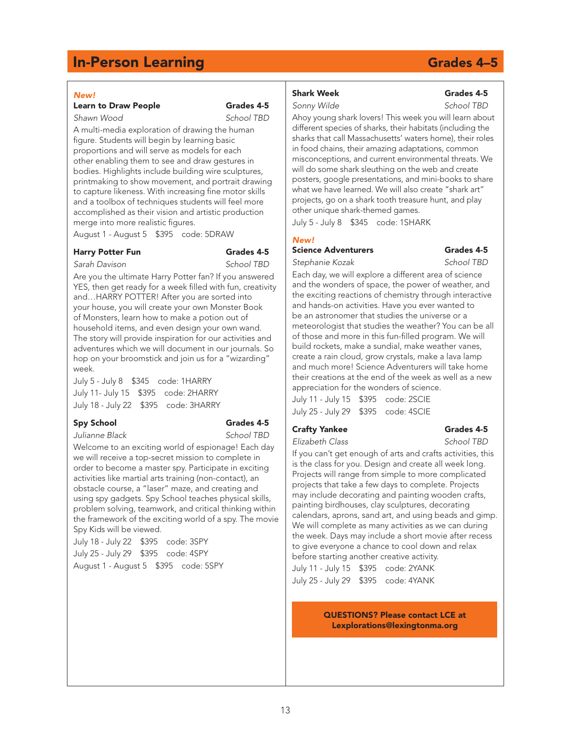# In-Person Learning — Grades 4–5

*New!*

### Learn to Draw People — Grades 4-5

*Shawn Wood* — *School TBD*

A multi-media exploration of drawing the human figure. Students will begin by learning basic proportions and will serve as models for each other enabling them to see and draw gestures in bodies. Highlights include building wire sculptures, printmaking to show movement, and portrait drawing to capture likeness. With increasing fine motor skills and a toolbox of techniques students will feel more accomplished as their vision and artistic production merge into more realistic figures.

August 1 - August 5  $395  code: 5DRAW

### Harry Potter Fun — Grades 4-5

*Sarah Davison* — *School TBD*

Are you the ultimate Harry Potter fan? If you answered YES, then get ready for a week filled with fun, creativity and…HARRY POTTER! After you are sorted into your house, you will create your own Monster Book of Monsters, learn how to make a potion out of household items, and even design your own wand. The story will provide inspiration for our activities and adventures which we will document in our journals. So hop on your broomstick and join us for a "wizarding" week.

July 5 - July 8  $345  code: 1HARRY
July 11- July 15  $395  code: 2HARRY
July 18 - July 22  $395  code: 3HARRY

### Spy School — Grades 4-5

*Julianne Black* — *School TBD*

Welcome to an exciting world of espionage! Each day we will receive a top-secret mission to complete in order to become a master spy. Participate in exciting activities like martial arts training (non-contact), an obstacle course, a "laser" maze, and creating and using spy gadgets. Spy School teaches physical skills, problem solving, teamwork, and critical thinking within the framework of the exciting world of a spy. The movie Spy Kids will be viewed.

July 18 - July 22  $395  code: 3SPY
July 25 - July 29  $395  code: 4SPY
August 1 - August 5  $395  code: 5SPY

### Shark Week — Grades 4-5

*Sonny Wilde* — *School TBD*

Ahoy young shark lovers! This week you will learn about different species of sharks, their habitats (including the sharks that call Massachusetts' waters home), their roles in food chains, their amazing adaptations, common misconceptions, and current environmental threats. We will do some shark sleuthing on the web and create posters, google presentations, and mini-books to share what we have learned. We will also create "shark art" projects, go on a shark tooth treasure hunt, and play other unique shark-themed games.

July 5 - July 8  $345  code: 1SHARK

*New!*

### Science Adventurers — Grades 4-5

*Stephanie Kozak* — *School TBD*

Each day, we will explore a different area of science and the wonders of space, the power of weather, and the exciting reactions of chemistry through interactive and hands-on activities. Have you ever wanted to be an astronomer that studies the universe or a meteorologist that studies the weather? You can be all of those and more in this fun-filled program. We will build rockets, make a sundial, make weather vanes, create a rain cloud, grow crystals, make a lava lamp and much more! Science Adventurers will take home their creations at the end of the week as well as a new appreciation for the wonders of science.

July 11 - July 15  $395  code: 2SCIE
July 25 - July 29  $395  code: 4SCIE

### Crafty Yankee — Grades 4-5

*Elizabeth Class* — *School TBD*

If you can't get enough of arts and crafts activities, this is the class for you. Design and create all week long. Projects will range from simple to more complicated projects that take a few days to complete. Projects may include decorating and painting wooden crafts, painting birdhouses, clay sculptures, decorating calendars, aprons, sand art, and using beads and gimp. We will complete as many activities as we can during the week. Days may include a short movie after recess to give everyone a chance to cool down and relax before starting another creative activity.

July 11 - July 15  $395  code: 2YANK
July 25 - July 29  $395  code: 4YANK

**QUESTIONS? Please contact LCE at Lexplorations@lexingtonma.org**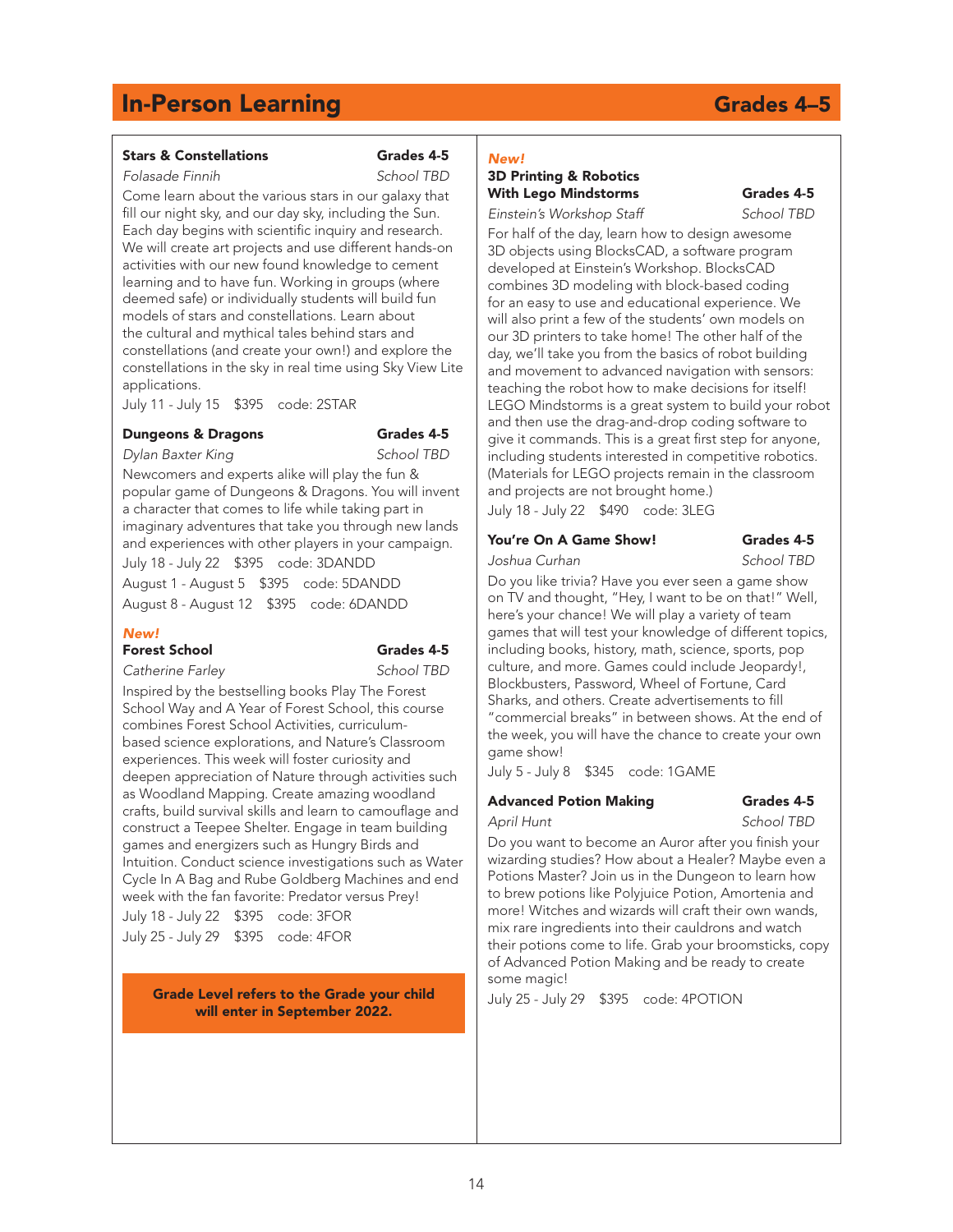# In-Person Learning — Grades 4–5

### Stars & Constellations — Grades 4-5

*Folasade Finnih* — *School TBD*

Come learn about the various stars in our galaxy that fill our night sky, and our day sky, including the Sun. Each day begins with scientific inquiry and research. We will create art projects and use different hands-on activities with our new found knowledge to cement learning and to have fun. Working in groups (where deemed safe) or individually students will build fun models of stars and constellations. Learn about the cultural and mythical tales behind stars and constellations (and create your own!) and explore the constellations in the sky in real time using Sky View Lite applications.

July 11 - July 15 $395 code: 2STAR

### Dungeons & Dragons — Grades 4-5

*Dylan Baxter King* — *School TBD*

Newcomers and experts alike will play the fun & popular game of Dungeons & Dragons. You will invent a character that comes to life while taking part in imaginary adventures that take you through new lands and experiences with other players in your campaign.

July 18 - July 22 $395 code: 3DANDD

August 1 - August 5 $395 code: 5DANDD

August 8 - August 12 $395 code: 6DANDD

*New!*

### Forest School — Grades 4-5

*Catherine Farley* — *School TBD*

Inspired by the bestselling books Play The Forest School Way and A Year of Forest School, this course combines Forest School Activities, curriculum-based science explorations, and Nature's Classroom experiences. This week will foster curiosity and deepen appreciation of Nature through activities such as Woodland Mapping. Create amazing woodland crafts, build survival skills and learn to camouflage and construct a Teepee Shelter. Engage in team building games and energizers such as Hungry Birds and Intuition. Conduct science investigations such as Water Cycle In A Bag and Rube Goldberg Machines and end week with the fan favorite: Predator versus Prey!

July 18 - July 22 $395 code: 3FOR

July 25 - July 29 $395 code: 4FOR

**Grade Level refers to the Grade your child will enter in September 2022.**

*New!*

### 3D Printing & Robotics With Lego Mindstorms — Grades 4-5

*Einstein's Workshop Staff* — *School TBD*

For half of the day, learn how to design awesome 3D objects using BlocksCAD, a software program developed at Einstein's Workshop. BlocksCAD combines 3D modeling with block-based coding for an easy to use and educational experience. We will also print a few of the students' own models on our 3D printers to take home! The other half of the day, we'll take you from the basics of robot building and movement to advanced navigation with sensors: teaching the robot how to make decisions for itself! LEGO Mindstorms is a great system to build your robot and then use the drag-and-drop coding software to give it commands. This is a great first step for anyone, including students interested in competitive robotics. (Materials for LEGO projects remain in the classroom and projects are not brought home.)

July 18 - July 22 $490 code: 3LEG

### You're On A Game Show! — Grades 4-5

*Joshua Curhan* — *School TBD*

Do you like trivia? Have you ever seen a game show on TV and thought, "Hey, I want to be on that!" Well, here's your chance! We will play a variety of team games that will test your knowledge of different topics, including books, history, math, science, sports, pop culture, and more. Games could include Jeopardy!, Blockbusters, Password, Wheel of Fortune, Card Sharks, and others. Create advertisements to fill "commercial breaks" in between shows. At the end of the week, you will have the chance to create your own game show!

July 5 - July 8 $345 code: 1GAME

### Advanced Potion Making — Grades 4-5

*April Hunt* — *School TBD*

Do you want to become an Auror after you finish your wizarding studies? How about a Healer? Maybe even a Potions Master? Join us in the Dungeon to learn how to brew potions like Polyjuice Potion, Amortenia and more! Witches and wizards will craft their own wands, mix rare ingredients into their cauldrons and watch their potions come to life. Grab your broomsticks, copy of Advanced Potion Making and be ready to create some magic!

July 25 - July 29 $395 code: 4POTION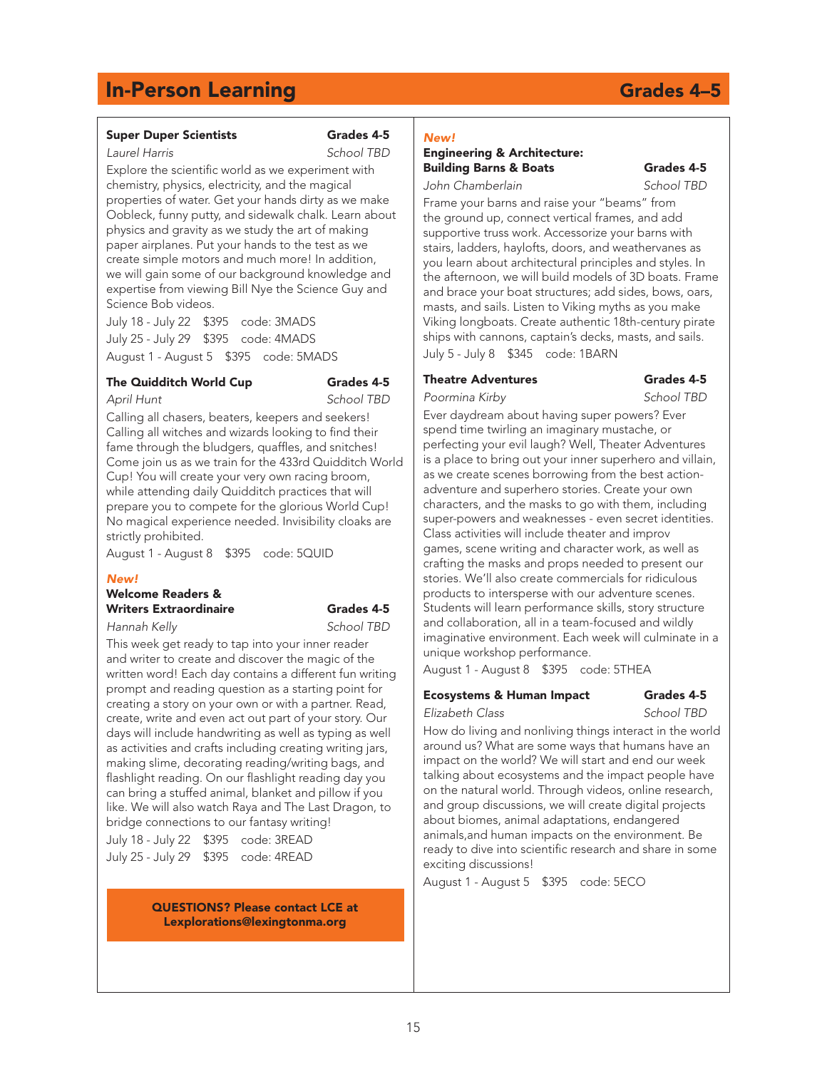# In-Person Learning — Grades 4–5

### Super Duper Scientists — Grades 4-5

*Laurel Harris* — *School TBD*

Explore the scientific world as we experiment with chemistry, physics, electricity, and the magical properties of water. Get your hands dirty as we make Oobleck, funny putty, and sidewalk chalk. Learn about physics and gravity as we study the art of making paper airplanes. Put your hands to the test as we create simple motors and much more! In addition, we will gain some of our background knowledge and expertise from viewing Bill Nye the Science Guy and Science Bob videos.

July 18 - July 22 $395 code: 3MADS
July 25 - July 29 $395 code: 4MADS
August 1 - August 5 $395 code: 5MADS

### The Quidditch World Cup — Grades 4-5

*April Hunt* — *School TBD*

Calling all chasers, beaters, keepers and seekers! Calling all witches and wizards looking to find their fame through the bludgers, quaffles, and snitches! Come join us as we train for the 433rd Quidditch World Cup! You will create your very own racing broom, while attending daily Quidditch practices that will prepare you to compete for the glorious World Cup! No magical experience needed. Invisibility cloaks are strictly prohibited.

August 1 - August 8 $395 code: 5QUID

***New!***

### Welcome Readers & Writers Extraordinaire — Grades 4-5

*Hannah Kelly* — *School TBD*

This week get ready to tap into your inner reader and writer to create and discover the magic of the written word! Each day contains a different fun writing prompt and reading question as a starting point for creating a story on your own or with a partner. Read, create, write and even act out part of your story. Our days will include handwriting as well as typing as well as activities and crafts including creating writing jars, making slime, decorating reading/writing bags, and flashlight reading. On our flashlight reading day you can bring a stuffed animal, blanket and pillow if you like. We will also watch Raya and The Last Dragon, to bridge connections to our fantasy writing!

July 18 - July 22 $395 code: 3READ
July 25 - July 29 $395 code: 4READ

**QUESTIONS? Please contact LCE at Lexplorations@lexingtonma.org**

***New!***

### Engineering & Architecture: Building Barns & Boats — Grades 4-5

*John Chamberlain* — *School TBD*

Frame your barns and raise your "beams" from the ground up, connect vertical frames, and add supportive truss work. Accessorize your barns with stairs, ladders, haylofts, doors, and weathervanes as you learn about architectural principles and styles. In the afternoon, we will build models of 3D boats. Frame and brace your boat structures; add sides, bows, oars, masts, and sails. Listen to Viking myths as you make Viking longboats. Create authentic 18th-century pirate ships with cannons, captain's decks, masts, and sails.

July 5 - July 8 $345 code: 1BARN

### Theatre Adventures — Grades 4-5

*Poormina Kirby* — *School TBD*

Ever daydream about having super powers? Ever spend time twirling an imaginary mustache, or perfecting your evil laugh? Well, Theater Adventures is a place to bring out your inner superhero and villain, as we create scenes borrowing from the best action-adventure and superhero stories. Create your own characters, and the masks to go with them, including super-powers and weaknesses - even secret identities. Class activities will include theater and improv games, scene writing and character work, as well as crafting the masks and props needed to present our stories. We'll also create commercials for ridiculous products to intersperse with our adventure scenes. Students will learn performance skills, story structure and collaboration, all in a team-focused and wildly imaginative environment. Each week will culminate in a unique workshop performance.

August 1 - August 8 $395 code: 5THEA

### Ecosystems & Human Impact — Grades 4-5

*Elizabeth Class* — *School TBD*

How do living and nonliving things interact in the world around us? What are some ways that humans have an impact on the world? We will start and end our week talking about ecosystems and the impact people have on the natural world. Through videos, online research, and group discussions, we will create digital projects about biomes, animal adaptations, endangered animals,and human impacts on the environment. Be ready to dive into scientific research and share in some exciting discussions!

August 1 - August 5 $395 code: 5ECO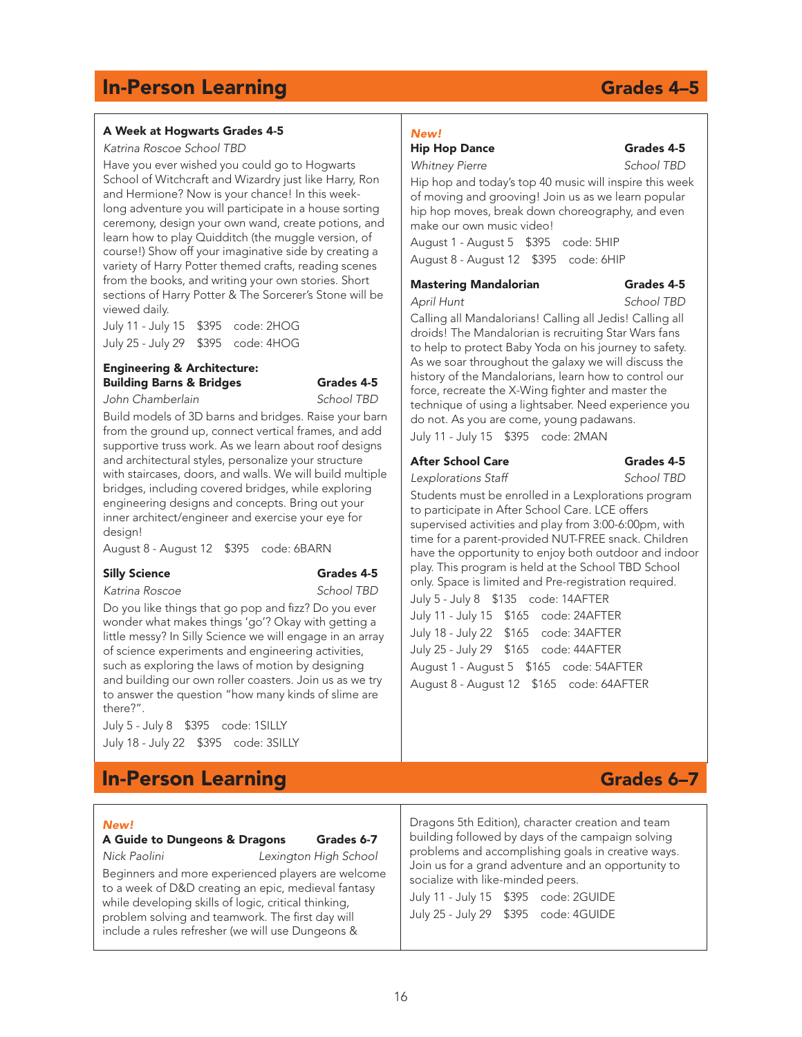## In-Person Learning — Grades 4–5

### A Week at Hogwarts Grades 4-5

*Katrina Roscoe School TBD*

Have you ever wished you could go to Hogwarts School of Witchcraft and Wizardry just like Harry, Ron and Hermione? Now is your chance! In this week-long adventure you will participate in a house sorting ceremony, design your own wand, create potions, and learn how to play Quidditch (the muggle version, of course!) Show off your imaginative side by creating a variety of Harry Potter themed crafts, reading scenes from the books, and writing your own stories. Short sections of Harry Potter & The Sorcerer's Stone will be viewed daily.

July 11 - July 15 $395 code: 2HOG
July 25 - July 29 $395 code: 4HOG

### Engineering & Architecture: Building Barns & Bridges — Grades 4-5

*John Chamberlain* — *School TBD*

Build models of 3D barns and bridges. Raise your barn from the ground up, connect vertical frames, and add supportive truss work. As we learn about roof designs and architectural styles, personalize your structure with staircases, doors, and walls. We will build multiple bridges, including covered bridges, while exploring engineering designs and concepts. Bring out your inner architect/engineer and exercise your eye for design!

August 8 - August 12 $395 code: 6BARN

### Silly Science — Grades 4-5

*Katrina Roscoe* — *School TBD*

Do you like things that go pop and fizz? Do you ever wonder what makes things 'go'? Okay with getting a little messy? In Silly Science we will engage in an array of science experiments and engineering activities, such as exploring the laws of motion by designing and building our own roller coasters. Join us as we try to answer the question "how many kinds of slime are there?".

July 5 - July 8 $395 code: 1SILLY
July 18 - July 22 $395 code: 3SILLY

***New!***

### Hip Hop Dance — Grades 4-5

*Whitney Pierre* — *School TBD*

Hip hop and today's top 40 music will inspire this week of moving and grooving! Join us as we learn popular hip hop moves, break down choreography, and even make our own music video!

August 1 - August 5 $395 code: 5HIP
August 8 - August 12 $395 code: 6HIP

### Mastering Mandalorian — Grades 4-5

*April Hunt* — *School TBD*

Calling all Mandalorians! Calling all Jedis! Calling all droids! The Mandalorian is recruiting Star Wars fans to help to protect Baby Yoda on his journey to safety. As we soar throughout the galaxy we will discuss the history of the Mandalorians, learn how to control our force, recreate the X-Wing fighter and master the technique of using a lightsaber. Need experience you do not. As you are come, young padawans.

July 11 - July 15 $395 code: 2MAN

### After School Care — Grades 4-5

*Lexplorations Staff* — *School TBD*

Students must be enrolled in a Lexplorations program to participate in After School Care. LCE offers supervised activities and play from 3:00-6:00pm, with time for a parent-provided NUT-FREE snack. Children have the opportunity to enjoy both outdoor and indoor play. This program is held at the School TBD School only. Space is limited and Pre-registration required.

July 5 - July 8 $135 code: 14AFTER
July 11 - July 15 $165 code: 24AFTER
July 18 - July 22 $165 code: 34AFTER
July 25 - July 29 $165 code: 44AFTER
August 1 - August 5 $165 code: 54AFTER
August 8 - August 12 $165 code: 64AFTER

## In-Person Learning — Grades 6–7

***New!***

### A Guide to Dungeons & Dragons — Grades 6-7

*Nick Paolini* — *Lexington High School*

Beginners and more experienced players are welcome to a week of D&D creating an epic, medieval fantasy while developing skills of logic, critical thinking, problem solving and teamwork. The first day will include a rules refresher (we will use Dungeons & Dragons 5th Edition), character creation and team building followed by days of the campaign solving problems and accomplishing goals in creative ways. Join us for a grand adventure and an opportunity to socialize with like-minded peers.

July 11 - July 15 $395 code: 2GUIDE
July 25 - July 29 $395 code: 4GUIDE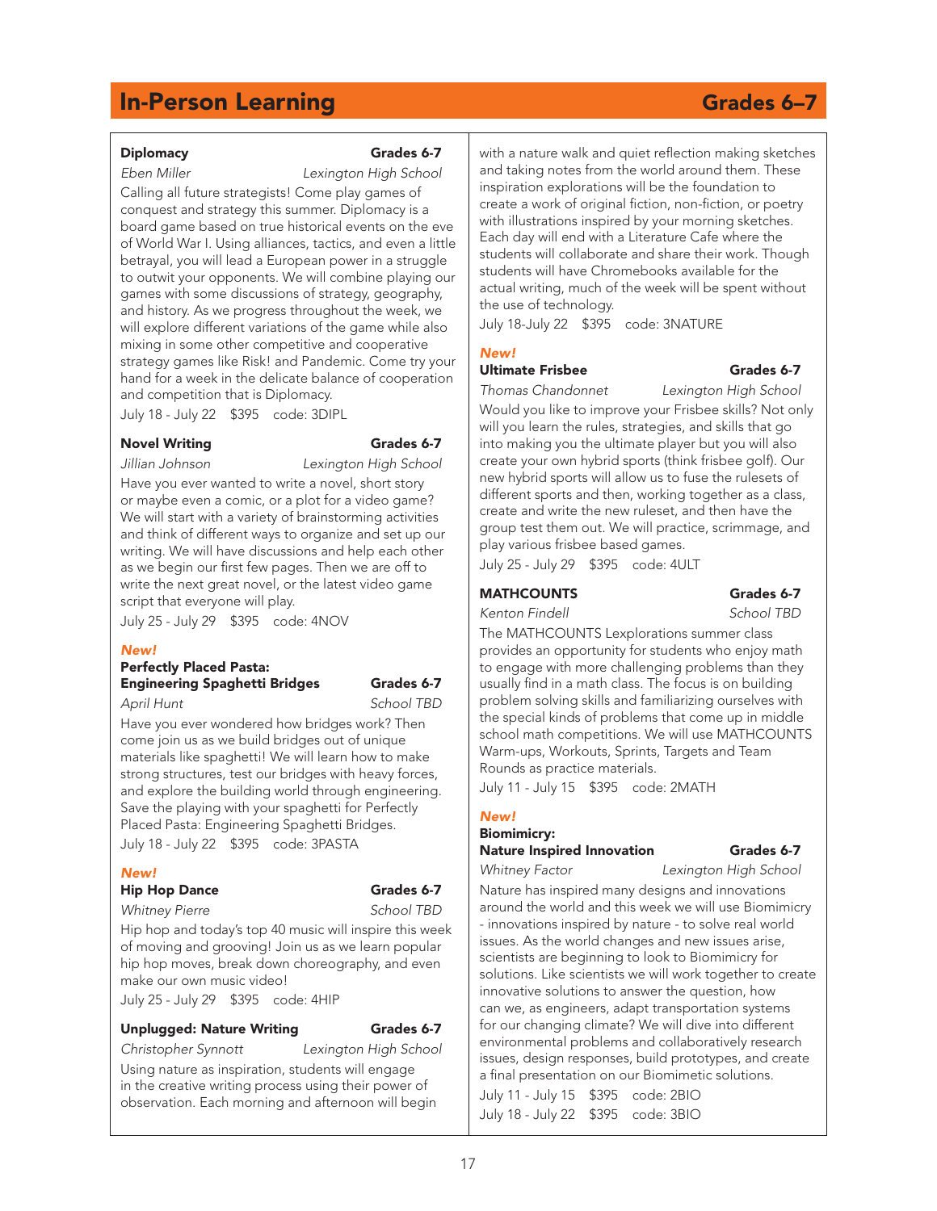## In-Person Learning — Grades 6–7

### Diplomacy — Grades 6-7

*Eben Miller* — *Lexington High School*

Calling all future strategists! Come play games of conquest and strategy this summer. Diplomacy is a board game based on true historical events on the eve of World War I. Using alliances, tactics, and even a little betrayal, you will lead a European power in a struggle to outwit your opponents. We will combine playing our games with some discussions of strategy, geography, and history. As we progress throughout the week, we will explore different variations of the game while also mixing in some other competitive and cooperative strategy games like Risk! and Pandemic. Come try your hand for a week in the delicate balance of cooperation and competition that is Diplomacy.

July 18 - July 22 $395 code: 3DIPL

### Novel Writing — Grades 6-7

*Jillian Johnson* — *Lexington High School*

Have you ever wanted to write a novel, short story or maybe even a comic, or a plot for a video game? We will start with a variety of brainstorming activities and think of different ways to organize and set up our writing. We will have discussions and help each other as we begin our first few pages. Then we are off to write the next great novel, or the latest video game script that everyone will play.

July 25 - July 29 $395 code: 4NOV

***New!***

### Perfectly Placed Pasta: Engineering Spaghetti Bridges — Grades 6-7

*April Hunt* — *School TBD*

Have you ever wondered how bridges work? Then come join us as we build bridges out of unique materials like spaghetti! We will learn how to make strong structures, test our bridges with heavy forces, and explore the building world through engineering. Save the playing with your spaghetti for Perfectly Placed Pasta: Engineering Spaghetti Bridges.

July 18 - July 22 $395 code: 3PASTA

***New!***

### Hip Hop Dance — Grades 6-7

*Whitney Pierre* — *School TBD*

Hip hop and today's top 40 music will inspire this week of moving and grooving! Join us as we learn popular hip hop moves, break down choreography, and even make our own music video!

July 25 - July 29 $395 code: 4HIP

### Unplugged: Nature Writing — Grades 6-7

*Christopher Synnott* — *Lexington High School*

Using nature as inspiration, students will engage in the creative writing process using their power of observation. Each morning and afternoon will begin with a nature walk and quiet reflection making sketches and taking notes from the world around them. These inspiration explorations will be the foundation to create a work of original fiction, non-fiction, or poetry with illustrations inspired by your morning sketches. Each day will end with a Literature Cafe where the students will collaborate and share their work. Though students will have Chromebooks available for the actual writing, much of the week will be spent without the use of technology.

July 18-July 22 $395 code: 3NATURE

***New!***

### Ultimate Frisbee — Grades 6-7

*Thomas Chandonnet* — *Lexington High School*

Would you like to improve your Frisbee skills? Not only will you learn the rules, strategies, and skills that go into making you the ultimate player but you will also create your own hybrid sports (think frisbee golf). Our new hybrid sports will allow us to fuse the rulesets of different sports and then, working together as a class, create and write the new ruleset, and then have the group test them out. We will practice, scrimmage, and play various frisbee based games.

July 25 - July 29 $395 code: 4ULT

### MATHCOUNTS — Grades 6-7

*Kenton Findell* — *School TBD*

The MATHCOUNTS Lexplorations summer class provides an opportunity for students who enjoy math to engage with more challenging problems than they usually find in a math class. The focus is on building problem solving skills and familiarizing ourselves with the special kinds of problems that come up in middle school math competitions. We will use MATHCOUNTS Warm-ups, Workouts, Sprints, Targets and Team Rounds as practice materials.

July 11 - July 15 $395 code: 2MATH

***New!***

### Biomimicry: Nature Inspired Innovation — Grades 6-7

*Whitney Factor* — *Lexington High School*

Nature has inspired many designs and innovations around the world and this week we will use Biomimicry - innovations inspired by nature - to solve real world issues. As the world changes and new issues arise, scientists are beginning to look to Biomimicry for solutions. Like scientists we will work together to create innovative solutions to answer the question, how can we, as engineers, adapt transportation systems for our changing climate? We will dive into different environmental problems and collaboratively research issues, design responses, build prototypes, and create a final presentation on our Biomimetic solutions.

July 11 - July 15 $395 code: 2BIO

July 18 - July 22 $395 code: 3BIO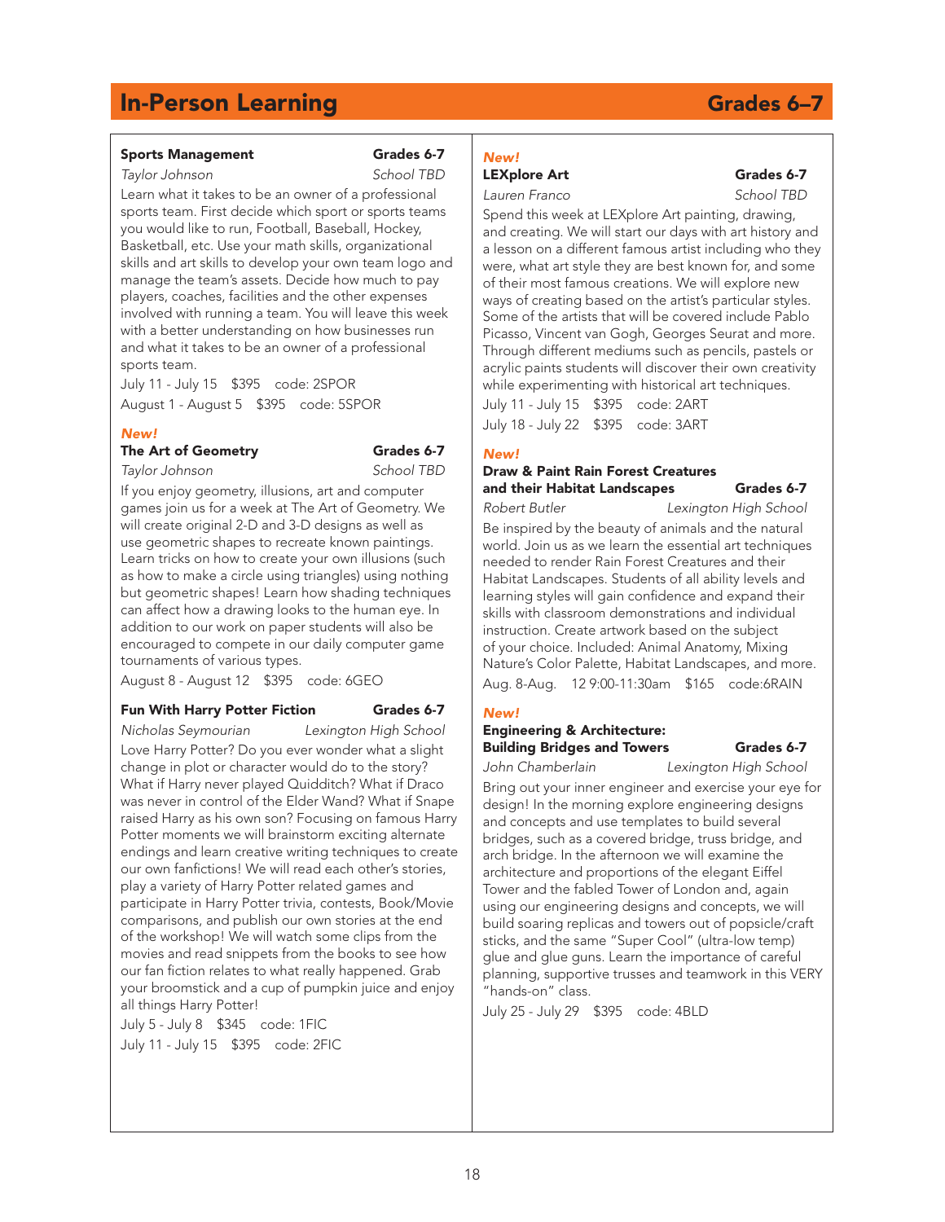## In-Person Learning — Grades 6–7

### Sports Management

**Grades 6-7**

*Taylor Johnson* — *School TBD*

Learn what it takes to be an owner of a professional sports team. First decide which sport or sports teams you would like to run, Football, Baseball, Hockey, Basketball, etc. Use your math skills, organizational skills and art skills to develop your own team logo and manage the team's assets. Decide how much to pay players, coaches, facilities and the other expenses involved with running a team. You will leave this week with a better understanding on how businesses run and what it takes to be an owner of a professional sports team.

July 11 - July 15 $395 code: 2SPOR

August 1 - August 5 $395 code: 5SPOR

***New!***

### The Art of Geometry

**Grades 6-7**

*Taylor Johnson* — *School TBD*

If you enjoy geometry, illusions, art and computer games join us for a week at The Art of Geometry. We will create original 2-D and 3-D designs as well as use geometric shapes to recreate known paintings. Learn tricks on how to create your own illusions (such as how to make a circle using triangles) using nothing but geometric shapes! Learn how shading techniques can affect how a drawing looks to the human eye. In addition to our work on paper students will also be encouraged to compete in our daily computer game tournaments of various types.

August 8 - August 12 $395 code: 6GEO

### Fun With Harry Potter Fiction

**Grades 6-7**

*Nicholas Seymourian* — *Lexington High School*

Love Harry Potter? Do you ever wonder what a slight change in plot or character would do to the story? What if Harry never played Quidditch? What if Draco was never in control of the Elder Wand? What if Snape raised Harry as his own son? Focusing on famous Harry Potter moments we will brainstorm exciting alternate endings and learn creative writing techniques to create our own fanfictions! We will read each other's stories, play a variety of Harry Potter related games and participate in Harry Potter trivia, contests, Book/Movie comparisons, and publish our own stories at the end of the workshop! We will watch some clips from the movies and read snippets from the books to see how our fan fiction relates to what really happened. Grab your broomstick and a cup of pumpkin juice and enjoy all things Harry Potter!

July 5 - July 8 $345 code: 1FIC

July 11 - July 15 $395 code: 2FIC

***New!***

### LEXplore Art

**Grades 6-7**

*Lauren Franco* — *School TBD*

Spend this week at LEXplore Art painting, drawing, and creating. We will start our days with art history and a lesson on a different famous artist including who they were, what art style they are best known for, and some of their most famous creations. We will explore new ways of creating based on the artist's particular styles. Some of the artists that will be covered include Pablo Picasso, Vincent van Gogh, Georges Seurat and more. Through different mediums such as pencils, pastels or acrylic paints students will discover their own creativity while experimenting with historical art techniques.

July 11 - July 15 $395 code: 2ART

July 18 - July 22 $395 code: 3ART

***New!***

### Draw & Paint Rain Forest Creatures and their Habitat Landscapes

**Grades 6-7**

*Robert Butler* — *Lexington High School*

Be inspired by the beauty of animals and the natural world. Join us as we learn the essential art techniques needed to render Rain Forest Creatures and their Habitat Landscapes. Students of all ability levels and learning styles will gain confidence and expand their skills with classroom demonstrations and individual instruction. Create artwork based on the subject of your choice. Included: Animal Anatomy, Mixing Nature's Color Palette, Habitat Landscapes, and more.

Aug. 8-Aug. 12 9:00-11:30am $165 code:6RAIN

***New!***

### Engineering & Architecture: Building Bridges and Towers

**Grades 6-7**

*John Chamberlain* — *Lexington High School*

Bring out your inner engineer and exercise your eye for design! In the morning explore engineering designs and concepts and use templates to build several bridges, such as a covered bridge, truss bridge, and arch bridge. In the afternoon we will examine the architecture and proportions of the elegant Eiffel Tower and the fabled Tower of London and, again using our engineering designs and concepts, we will build soaring replicas and towers out of popsicle/craft sticks, and the same "Super Cool" (ultra-low temp) glue and glue guns. Learn the importance of careful planning, supportive trusses and teamwork in this VERY "hands-on" class.

July 25 - July 29 $395 code: 4BLD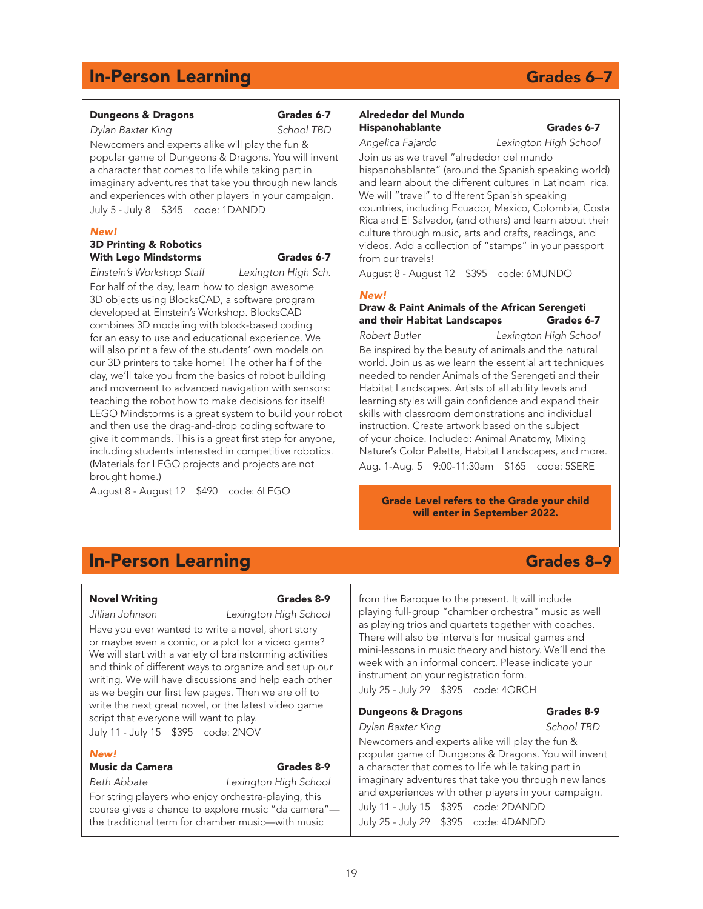## In-Person Learning — Grades 6–7

### Dungeons & Dragons — Grades 6-7

*Dylan Baxter King* — *School TBD*

Newcomers and experts alike will play the fun & popular game of Dungeons & Dragons. You will invent a character that comes to life while taking part in imaginary adventures that take you through new lands and experiences with other players in your campaign.

July 5 - July 8 $345 code: 1DANDD

***New!***

### 3D Printing & Robotics With Lego Mindstorms — Grades 6-7

*Einstein's Workshop Staff* — *Lexington High Sch.*

For half of the day, learn how to design awesome 3D objects using BlocksCAD, a software program developed at Einstein's Workshop. BlocksCAD combines 3D modeling with block-based coding for an easy to use and educational experience. We will also print a few of the students' own models on our 3D printers to take home! The other half of the day, we'll take you from the basics of robot building and movement to advanced navigation with sensors: teaching the robot how to make decisions for itself! LEGO Mindstorms is a great system to build your robot and then use the drag-and-drop coding software to give it commands. This is a great first step for anyone, including students interested in competitive robotics. (Materials for LEGO projects and projects are not brought home.)

August 8 - August 12 $490 code: 6LEGO

### Alrededor del Mundo Hispanohablante — Grades 6-7

*Angelica Fajardo* — *Lexington High School*

Join us as we travel "alrededor del mundo hispanohablante" (around the Spanish speaking world) and learn about the different cultures in Latinoam rica. We will "travel" to different Spanish speaking countries, including Ecuador, Mexico, Colombia, Costa Rica and El Salvador, (and others) and learn about their culture through music, arts and crafts, readings, and videos. Add a collection of "stamps" in your passport from our travels!

August 8 - August 12 $395 code: 6MUNDO

***New!***

### Draw & Paint Animals of the African Serengeti and their Habitat Landscapes — Grades 6-7

*Robert Butler* — *Lexington High School*

Be inspired by the beauty of animals and the natural world. Join us as we learn the essential art techniques needed to render Animals of the Serengeti and their Habitat Landscapes. Artists of all ability levels and learning styles will gain confidence and expand their skills with classroom demonstrations and individual instruction. Create artwork based on the subject of your choice. Included: Animal Anatomy, Mixing Nature's Color Palette, Habitat Landscapes, and more.

Aug. 1-Aug. 5 9:00-11:30am $165 code: 5SERE

**Grade Level refers to the Grade your child will enter in September 2022.**

## In-Person Learning — Grades 8–9

### Novel Writing — Grades 8-9

*Jillian Johnson* — *Lexington High School*

Have you ever wanted to write a novel, short story or maybe even a comic, or a plot for a video game? We will start with a variety of brainstorming activities and think of different ways to organize and set up our writing. We will have discussions and help each other as we begin our first few pages. Then we are off to write the next great novel, or the latest video game script that everyone will want to play.

July 11 - July 15 $395 code: 2NOV

***New!***

### Music da Camera — Grades 8-9

*Beth Abbate* — *Lexington High School*

For string players who enjoy orchestra-playing, this course gives a chance to explore music "da camera"—the traditional term for chamber music—with music from the Baroque to the present. It will include playing full-group "chamber orchestra" music as well as playing trios and quartets together with coaches. There will also be intervals for musical games and mini-lessons in music theory and history. We'll end the week with an informal concert. Please indicate your instrument on your registration form.

July 25 - July 29 $395 code: 4ORCH

### Dungeons & Dragons — Grades 8-9

*Dylan Baxter King* — *School TBD*

Newcomers and experts alike will play the fun & popular game of Dungeons & Dragons. You will invent a character that comes to life while taking part in imaginary adventures that take you through new lands and experiences with other players in your campaign.

July 11 - July 15 $395 code: 2DANDD

July 25 - July 29 $395 code: 4DANDD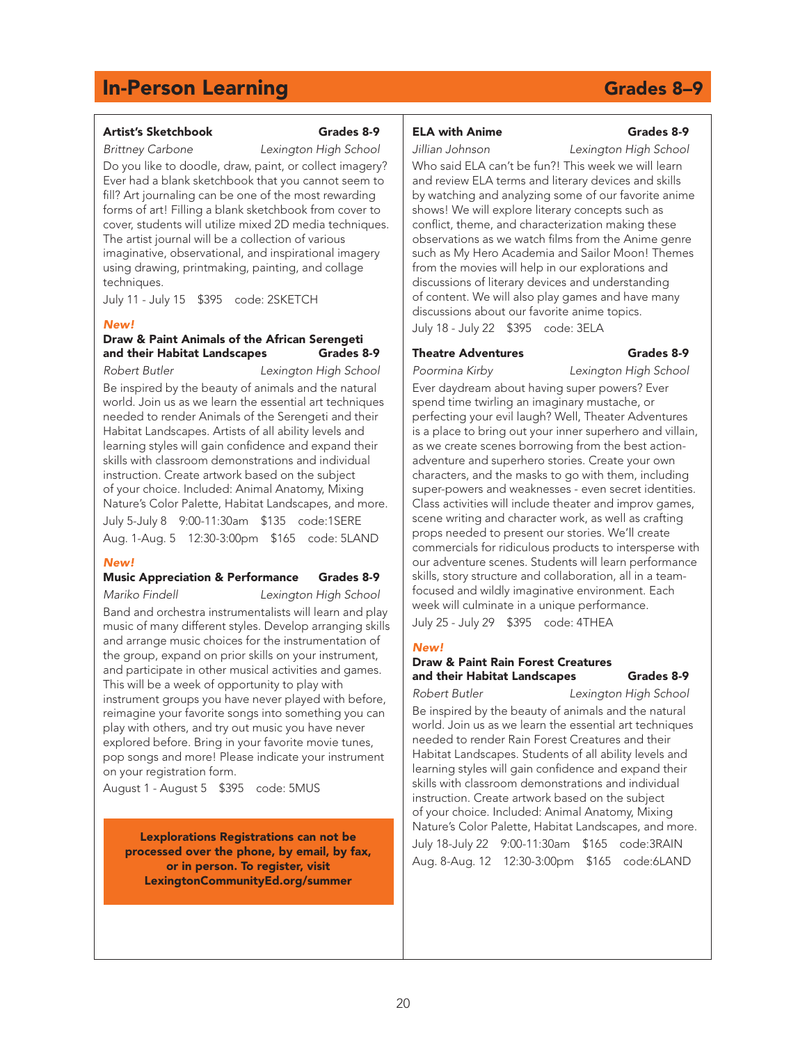# In-Person Learning — Grades 8–9

### Artist's Sketchbook — Grades 8-9

*Brittney Carbone* — *Lexington High School*

Do you like to doodle, draw, paint, or collect imagery? Ever had a blank sketchbook that you cannot seem to fill? Art journaling can be one of the most rewarding forms of art! Filling a blank sketchbook from cover to cover, students will utilize mixed 2D media techniques. The artist journal will be a collection of various imaginative, observational, and inspirational imagery using drawing, printmaking, painting, and collage techniques.

July 11 - July 15 $395 code: 2SKETCH

***New!***

### Draw & Paint Animals of the African Serengeti and their Habitat Landscapes — Grades 8-9

*Robert Butler* — *Lexington High School*

Be inspired by the beauty of animals and the natural world. Join us as we learn the essential art techniques needed to render Animals of the Serengeti and their Habitat Landscapes. Artists of all ability levels and learning styles will gain confidence and expand their skills with classroom demonstrations and individual instruction. Create artwork based on the subject of your choice. Included: Animal Anatomy, Mixing Nature's Color Palette, Habitat Landscapes, and more.

July 5-July 8 9:00-11:30am $135 code:1SERE

Aug. 1-Aug. 5 12:30-3:00pm $165 code: 5LAND

***New!***

### Music Appreciation & Performance — Grades 8-9

*Mariko Findell* — *Lexington High School*

Band and orchestra instrumentalists will learn and play music of many different styles. Develop arranging skills and arrange music choices for the instrumentation of the group, expand on prior skills on your instrument, and participate in other musical activities and games. This will be a week of opportunity to play with instrument groups you have never played with before, reimagine your favorite songs into something you can play with others, and try out music you have never explored before. Bring in your favorite movie tunes, pop songs and more! Please indicate your instrument on your registration form.

August 1 - August 5 $395 code: 5MUS

**Lexplorations Registrations can not be processed over the phone, by email, by fax, or in person. To register, visit LexingtonCommunityEd.org/summer**

### ELA with Anime — Grades 8-9

*Jillian Johnson* — *Lexington High School*

Who said ELA can't be fun?! This week we will learn and review ELA terms and literary devices and skills by watching and analyzing some of our favorite anime shows! We will explore literary concepts such as conflict, theme, and characterization making these observations as we watch films from the Anime genre such as My Hero Academia and Sailor Moon! Themes from the movies will help in our explorations and discussions of literary devices and understanding of content. We will also play games and have many discussions about our favorite anime topics.

July 18 - July 22 $395 code: 3ELA

### Theatre Adventures — Grades 8-9

*Poormina Kirby* — *Lexington High School*

Ever daydream about having super powers? Ever spend time twirling an imaginary mustache, or perfecting your evil laugh? Well, Theater Adventures is a place to bring out your inner superhero and villain, as we create scenes borrowing from the best action-adventure and superhero stories. Create your own characters, and the masks to go with them, including super-powers and weaknesses - even secret identities. Class activities will include theater and improv games, scene writing and character work, as well as crafting props needed to present our stories. We'll create commercials for ridiculous products to intersperse with our adventure scenes. Students will learn performance skills, story structure and collaboration, all in a team-focused and wildly imaginative environment. Each week will culminate in a unique performance.

July 25 - July 29 $395 code: 4THEA

***New!***

### Draw & Paint Rain Forest Creatures and their Habitat Landscapes — Grades 8-9

*Robert Butler* — *Lexington High School*

Be inspired by the beauty of animals and the natural world. Join us as we learn the essential art techniques needed to render Rain Forest Creatures and their Habitat Landscapes. Students of all ability levels and learning styles will gain confidence and expand their skills with classroom demonstrations and individual instruction. Create artwork based on the subject of your choice. Included: Animal Anatomy, Mixing Nature's Color Palette, Habitat Landscapes, and more.

July 18-July 22 9:00-11:30am $165 code:3RAIN

Aug. 8-Aug. 12 12:30-3:00pm $165 code:6LAND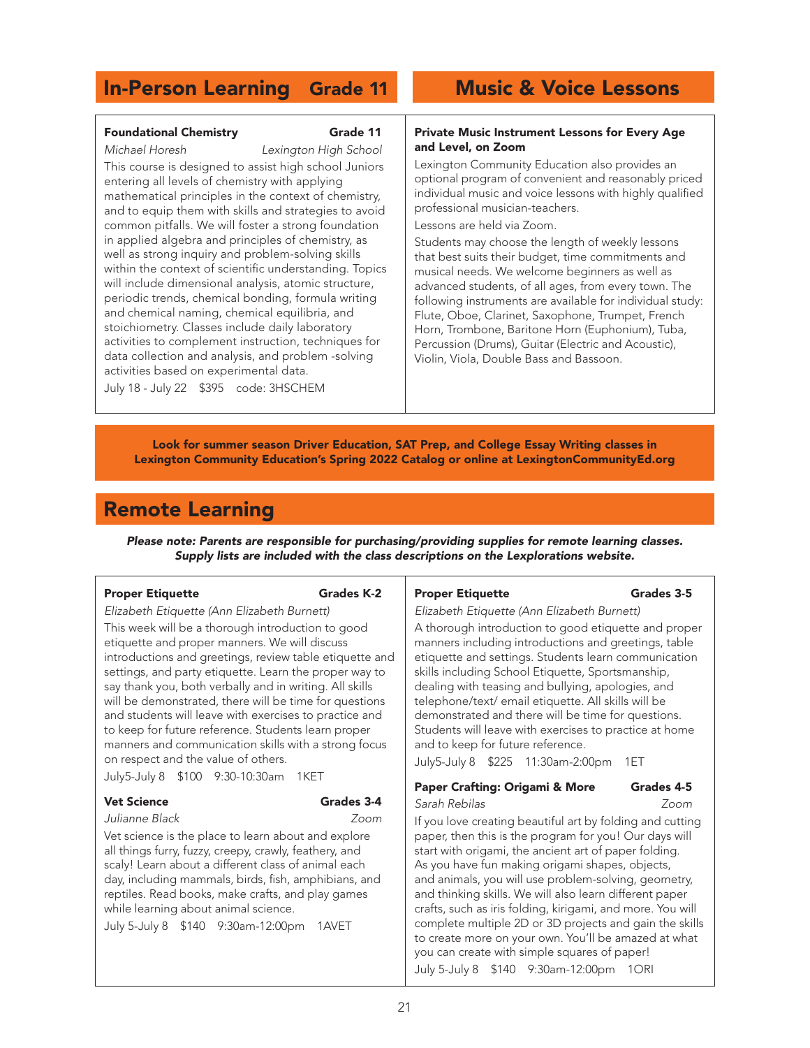## In-Person Learning Grade 11

**Foundational Chemistry** **Grade 11**

*Michael Horesh* *Lexington High School*

This course is designed to assist high school Juniors entering all levels of chemistry with applying mathematical principles in the context of chemistry, and to equip them with skills and strategies to avoid common pitfalls. We will foster a strong foundation in applied algebra and principles of chemistry, as well as strong inquiry and problem-solving skills within the context of scientific understanding. Topics will include dimensional analysis, atomic structure, periodic trends, chemical bonding, formula writing and chemical naming, chemical equilibria, and stoichiometry. Classes include daily laboratory activities to complement instruction, techniques for data collection and analysis, and problem -solving activities based on experimental data.

July 18 - July 22 $395 code: 3HSCHEM

## Music & Voice Lessons

**Private Music Instrument Lessons for Every Age and Level, on Zoom**

Lexington Community Education also provides an optional program of convenient and reasonably priced individual music and voice lessons with highly qualified professional musician-teachers.

Lessons are held via Zoom.

Students may choose the length of weekly lessons that best suits their budget, time commitments and musical needs. We welcome beginners as well as advanced students, of all ages, from every town. The following instruments are available for individual study: Flute, Oboe, Clarinet, Saxophone, Trumpet, French Horn, Trombone, Baritone Horn (Euphonium), Tuba, Percussion (Drums), Guitar (Electric and Acoustic), Violin, Viola, Double Bass and Bassoon.

**Look for summer season Driver Education, SAT Prep, and College Essay Writing classes in Lexington Community Education's Spring 2022 Catalog or online at LexingtonCommunityEd.org**

## Remote Learning

***Please note: Parents are responsible for purchasing/providing supplies for remote learning classes. Supply lists are included with the class descriptions on the Lexplorations website.***

**Proper Etiquette** **Grades K-2**

*Elizabeth Etiquette (Ann Elizabeth Burnett)*

This week will be a thorough introduction to good etiquette and proper manners. We will discuss introductions and greetings, review table etiquette and settings, and party etiquette. Learn the proper way to say thank you, both verbally and in writing. All skills will be demonstrated, there will be time for questions and students will leave with exercises to practice and to keep for future reference. Students learn proper manners and communication skills with a strong focus on respect and the value of others.

July5-July 8 $100 9:30-10:30am 1KET

**Vet Science** **Grades 3-4**

*Julianne Black* *Zoom*

Vet science is the place to learn about and explore all things furry, fuzzy, creepy, crawly, feathery, and scaly! Learn about a different class of animal each day, including mammals, birds, fish, amphibians, and reptiles. Read books, make crafts, and play games while learning about animal science.

July 5-July 8 $140 9:30am-12:00pm 1AVET

**Proper Etiquette** **Grades 3-5**

*Elizabeth Etiquette (Ann Elizabeth Burnett)*

A thorough introduction to good etiquette and proper manners including introductions and greetings, table etiquette and settings. Students learn communication skills including School Etiquette, Sportsmanship, dealing with teasing and bullying, apologies, and telephone/text/ email etiquette. All skills will be demonstrated and there will be time for questions. Students will leave with exercises to practice at home and to keep for future reference.

July5-July 8 $225 11:30am-2:00pm 1ET

**Paper Crafting: Origami & More** **Grades 4-5**

*Sarah Rebilas* *Zoom*

If you love creating beautiful art by folding and cutting paper, then this is the program for you! Our days will start with origami, the ancient art of paper folding. As you have fun making origami shapes, objects, and animals, you will use problem-solving, geometry, and thinking skills. We will also learn different paper crafts, such as iris folding, kirigami, and more. You will complete multiple 2D or 3D projects and gain the skills to create more on your own. You'll be amazed at what you can create with simple squares of paper!

July 5-July 8 $140 9:30am-12:00pm 1ORI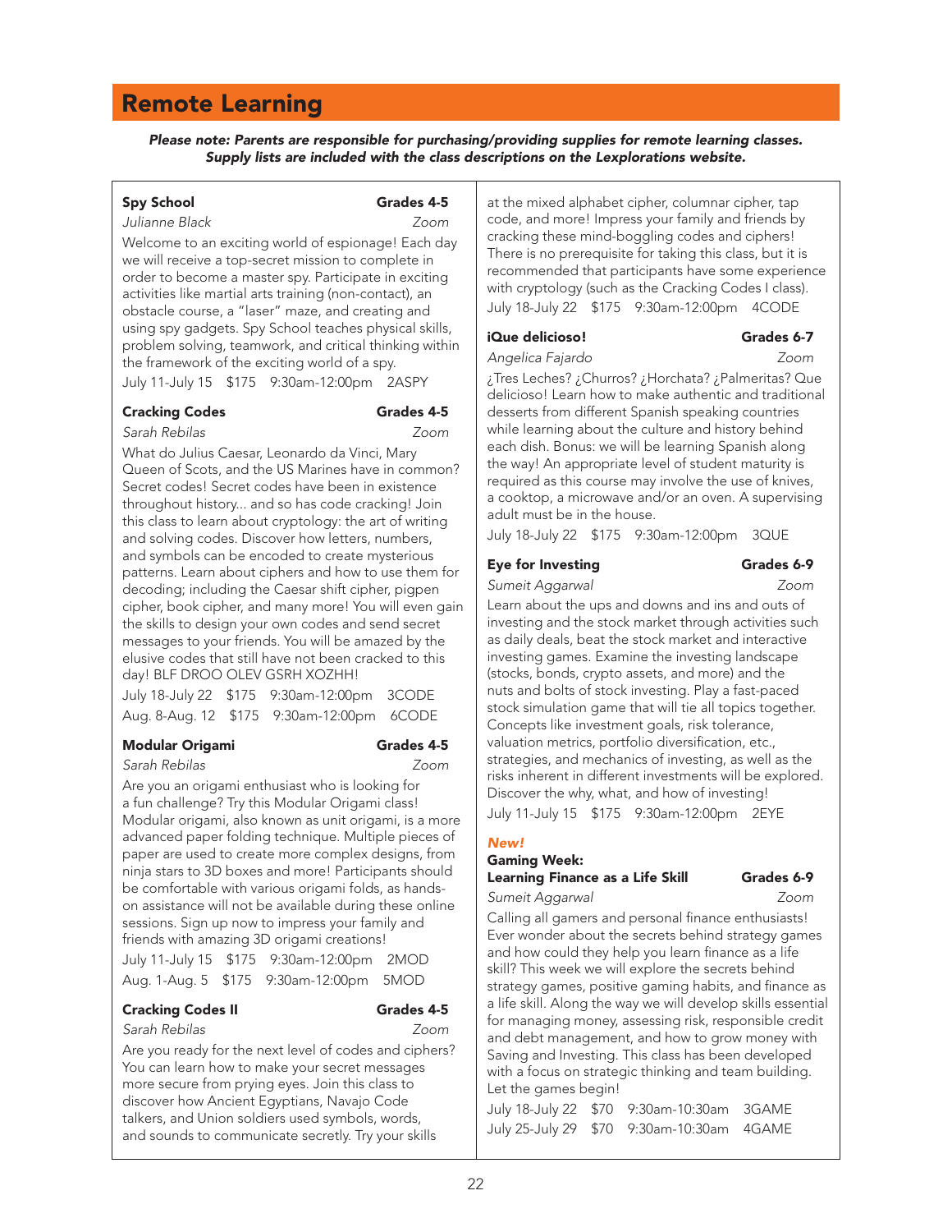## Remote Learning

***Please note: Parents are responsible for purchasing/providing supplies for remote learning classes. Supply lists are included with the class descriptions on the Lexplorations website.***

### Spy School — Grades 4-5

*Julianne Black* — *Zoom*

Welcome to an exciting world of espionage! Each day we will receive a top-secret mission to complete in order to become a master spy. Participate in exciting activities like martial arts training (non-contact), an obstacle course, a "laser" maze, and creating and using spy gadgets. Spy School teaches physical skills, problem solving, teamwork, and critical thinking within the framework of the exciting world of a spy.

July 11-July 15 $175 9:30am-12:00pm 2ASPY

### Cracking Codes — Grades 4-5

*Sarah Rebilas* — *Zoom*

What do Julius Caesar, Leonardo da Vinci, Mary Queen of Scots, and the US Marines have in common? Secret codes! Secret codes have been in existence throughout history... and so has code cracking! Join this class to learn about cryptology: the art of writing and solving codes. Discover how letters, numbers, and symbols can be encoded to create mysterious patterns. Learn about ciphers and how to use them for decoding; including the Caesar shift cipher, pigpen cipher, book cipher, and many more! You will even gain the skills to design your own codes and send secret messages to your friends. You will be amazed by the elusive codes that still have not been cracked to this day! BLF DROO OLEV GSRH XOZHH!

July 18-July 22 $175 9:30am-12:00pm 3CODE
Aug. 8-Aug. 12 $175 9:30am-12:00pm 6CODE

### Modular Origami — Grades 4-5

*Sarah Rebilas* — *Zoom*

Are you an origami enthusiast who is looking for a fun challenge? Try this Modular Origami class! Modular origami, also known as unit origami, is a more advanced paper folding technique. Multiple pieces of paper are used to create more complex designs, from ninja stars to 3D boxes and more! Participants should be comfortable with various origami folds, as hands-on assistance will not be available during these online sessions. Sign up now to impress your family and friends with amazing 3D origami creations!

July 11-July 15 $175 9:30am-12:00pm 2MOD
Aug. 1-Aug. 5 $175 9:30am-12:00pm 5MOD

### Cracking Codes II — Grades 4-5

*Sarah Rebilas* — *Zoom*

Are you ready for the next level of codes and ciphers? You can learn how to make your secret messages more secure from prying eyes. Join this class to discover how Ancient Egyptians, Navajo Code talkers, and Union soldiers used symbols, words, and sounds to communicate secretly. Try your skills at the mixed alphabet cipher, columnar cipher, tap code, and more! Impress your family and friends by cracking these mind-boggling codes and ciphers! There is no prerequisite for taking this class, but it is recommended that participants have some experience with cryptology (such as the Cracking Codes I class).

July 18-July 22 $175 9:30am-12:00pm 4CODE

### ¡Que delicioso! — Grades 6-7

*Angelica Fajardo* — *Zoom*

¿Tres Leches? ¿Churros? ¿Horchata? ¿Palmeritas? Que delicioso! Learn how to make authentic and traditional desserts from different Spanish speaking countries while learning about the culture and history behind each dish. Bonus: we will be learning Spanish along the way! An appropriate level of student maturity is required as this course may involve the use of knives, a cooktop, a microwave and/or an oven. A supervising adult must be in the house.

July 18-July 22 $175 9:30am-12:00pm 3QUE

### Eye for Investing — Grades 6-9

*Sumeit Aggarwal* — *Zoom*

Learn about the ups and downs and ins and outs of investing and the stock market through activities such as daily deals, beat the stock market and interactive investing games. Examine the investing landscape (stocks, bonds, crypto assets, and more) and the nuts and bolts of stock investing. Play a fast-paced stock simulation game that will tie all topics together. Concepts like investment goals, risk tolerance, valuation metrics, portfolio diversification, etc., strategies, and mechanics of investing, as well as the risks inherent in different investments will be explored. Discover the why, what, and how of investing!

July 11-July 15 $175 9:30am-12:00pm 2EYE

***New!***

### Gaming Week: Learning Finance as a Life Skill — Grades 6-9

*Sumeit Aggarwal* — *Zoom*

Calling all gamers and personal finance enthusiasts! Ever wonder about the secrets behind strategy games and how could they help you learn finance as a life skill? This week we will explore the secrets behind strategy games, positive gaming habits, and finance as a life skill. Along the way we will develop skills essential for managing money, assessing risk, responsible credit and debt management, and how to grow money with Saving and Investing. This class has been developed with a focus on strategic thinking and team building. Let the games begin!

July 18-July 22 $70 9:30am-10:30am 3GAME
July 25-July 29 $70 9:30am-10:30am 4GAME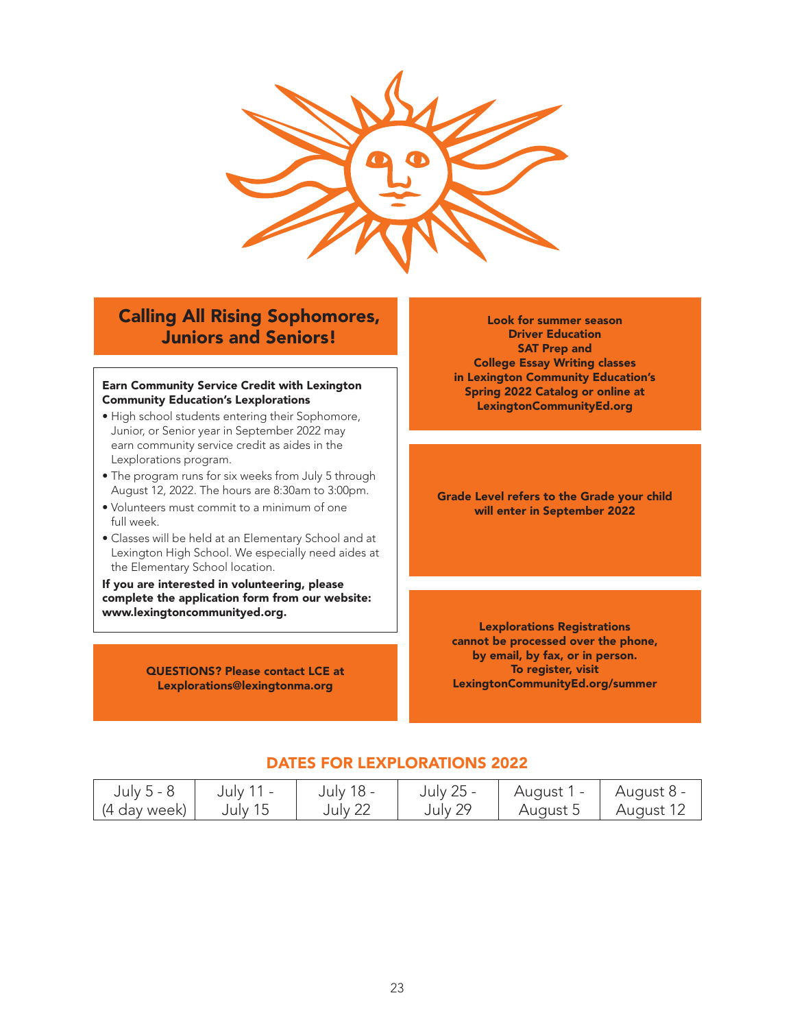## Calling All Rising Sophomores, Juniors and Seniors!

**Earn Community Service Credit with Lexington Community Education's Lexplorations**

- High school students entering their Sophomore, Junior, or Senior year in September 2022 may earn community service credit as aides in the Lexplorations program.
- The program runs for six weeks from July 5 through August 12, 2022. The hours are 8:30am to 3:00pm.
- Volunteers must commit to a minimum of one full week.
- Classes will be held at an Elementary School and at Lexington High School. We especially need aides at the Elementary School location.

**If you are interested in volunteering, please complete the application form from our website: www.lexingtoncommunityed.org.**

**QUESTIONS? Please contact LCE at Lexplorations@lexingtonma.org**

**Look for summer season Driver Education SAT Prep and College Essay Writing classes in Lexington Community Education's Spring 2022 Catalog or online at LexingtonCommunityEd.org**

**Grade Level refers to the Grade your child will enter in September 2022**

**Lexplorations Registrations cannot be processed over the phone, by email, by fax, or in person. To register, visit LexingtonCommunityEd.org/summer**

## DATES FOR LEXPLORATIONS 2022

| July 5 - 8 (4 day week) | July 11 - July 15 | July 18 - July 22 | July 25 - July 29 | August 1 - August 5 | August 8 - August 12 |
|---|---|---|---|---|---|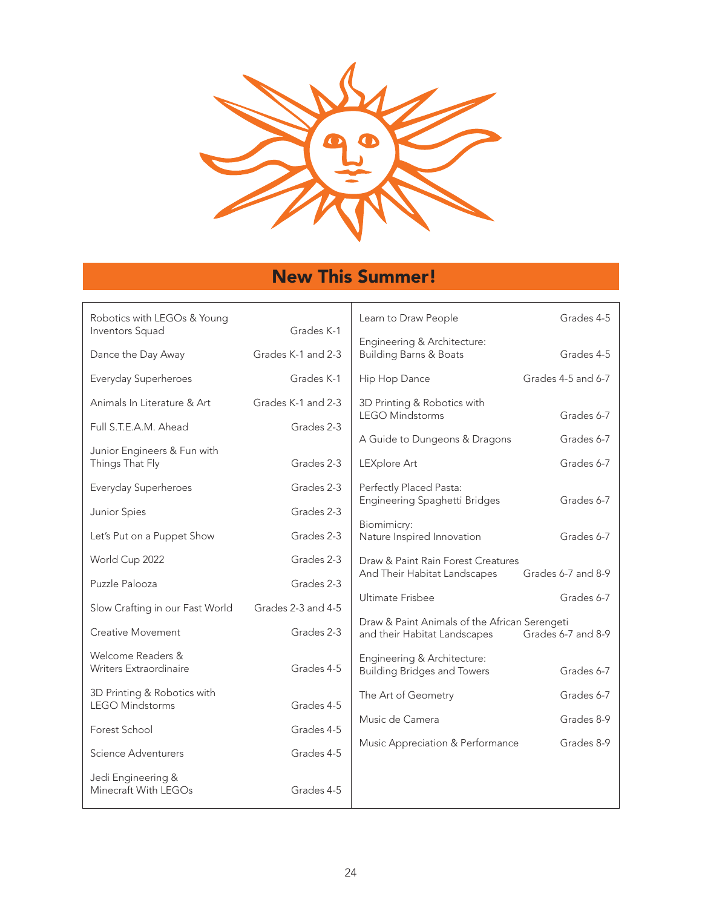## New This Summer!

| | |
|---|---|
| Robotics with LEGOs & Young Inventors Squad | Grades K-1 |
| Dance the Day Away | Grades K-1 and 2-3 |
| Everyday Superheroes | Grades K-1 |
| Animals In Literature & Art | Grades K-1 and 2-3 |
| Full S.T.E.A.M. Ahead | Grades 2-3 |
| Junior Engineers & Fun with Things That Fly | Grades 2-3 |
| Everyday Superheroes | Grades 2-3 |
| Junior Spies | Grades 2-3 |
| Let's Put on a Puppet Show | Grades 2-3 |
| World Cup 2022 | Grades 2-3 |
| Puzzle Palooza | Grades 2-3 |
| Slow Crafting in our Fast World | Grades 2-3 and 4-5 |
| Creative Movement | Grades 2-3 |
| Welcome Readers & Writers Extraordinaire | Grades 4-5 |
| 3D Printing & Robotics with LEGO Mindstorms | Grades 4-5 |
| Forest School | Grades 4-5 |
| Science Adventurers | Grades 4-5 |
| Jedi Engineering & Minecraft With LEGOs | Grades 4-5 |
| Learn to Draw People | Grades 4-5 |
| Engineering & Architecture: Building Barns & Boats | Grades 4-5 |
| Hip Hop Dance | Grades 4-5 and 6-7 |
| 3D Printing & Robotics with LEGO Mindstorms | Grades 6-7 |
| A Guide to Dungeons & Dragons | Grades 6-7 |
| LEXplore Art | Grades 6-7 |
| Perfectly Placed Pasta: Engineering Spaghetti Bridges | Grades 6-7 |
| Biomimicry: Nature Inspired Innovation | Grades 6-7 |
| Draw & Paint Rain Forest Creatures And Their Habitat Landscapes | Grades 6-7 and 8-9 |
| Ultimate Frisbee | Grades 6-7 |
| Draw & Paint Animals of the African Serengeti and their Habitat Landscapes | Grades 6-7 and 8-9 |
| Engineering & Architecture: Building Bridges and Towers | Grades 6-7 |
| The Art of Geometry | Grades 6-7 |
| Music de Camera | Grades 8-9 |
| Music Appreciation & Performance | Grades 8-9 |